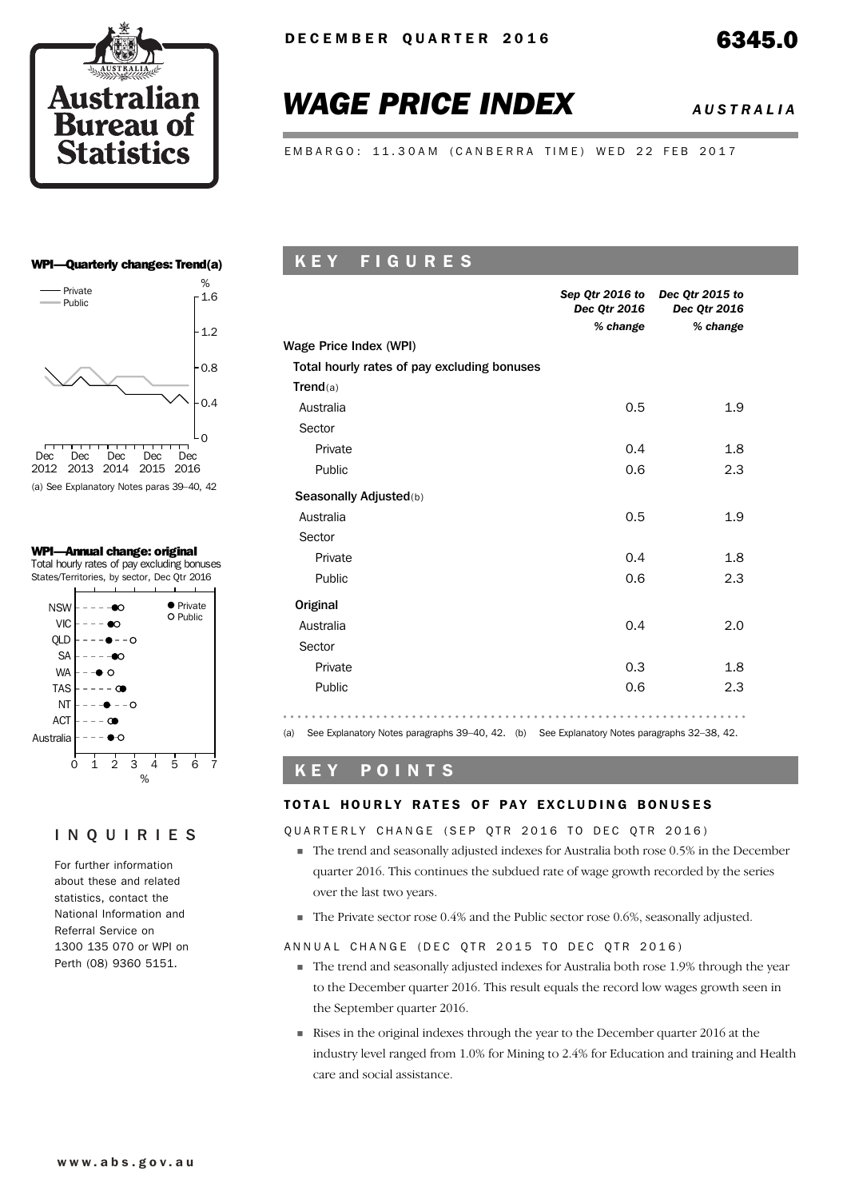# WAGE PRICE INDEX

## AUSTRALIA

DECEMBER QUARTER 2016

6345.0

EMBARGO: 11.30AM (CANBERRA TIME) WED 22 FEB 2017

## KEY FIGURES

| | Sep Qtr 2016 to Dec Qtr 2016 | Dec Qtr 2015 to Dec Qtr 2016 |
|---|---|---|
| | *% change* | *% change* |
| **Wage Price Index (WPI)** | | |
| Total hourly rates of pay excluding bonuses | | |
| **Trend**(a) | | |
| Australia | 0.5 | 1.9 |
| Sector | | |
| Private | 0.4 | 1.8 |
| Public | 0.6 | 2.3 |
| **Seasonally Adjusted**(b) | | |
| Australia | 0.5 | 1.9 |
| Sector | | |
| Private | 0.4 | 1.8 |
| Public | 0.6 | 2.3 |
| **Original** | | |
| Australia | 0.4 | 2.0 |
| Sector | | |
| Private | 0.3 | 1.8 |
| Public | 0.6 | 2.3 |

(a) See Explanatory Notes paragraphs 39–40, 42. (b) See Explanatory Notes paragraphs 32–38, 42.

## KEY POINTS

### TOTAL HOURLY RATES OF PAY EXCLUDING BONUSES

QUARTERLY CHANGE (SEP QTR 2016 TO DEC QTR 2016)

- The trend and seasonally adjusted indexes for Australia both rose 0.5% in the December quarter 2016. This continues the subdued rate of wage growth recorded by the series over the last two years.
- The Private sector rose 0.4% and the Public sector rose 0.6%, seasonally adjusted.

ANNUAL CHANGE (DEC QTR 2015 TO DEC QTR 2016)

- The trend and seasonally adjusted indexes for Australia both rose 1.9% through the year to the December quarter 2016. This result equals the record low wages growth seen in the September quarter 2016.
- Rises in the original indexes through the year to the December quarter 2016 at the industry level ranged from 1.0% for Mining to 2.4% for Education and training and Health care and social assistance.

**WPI—Quarterly changes: Trend(a)**

(a) See Explanatory Notes paras 39–40, 42

**WPI—Annual change: original**

Total hourly rates of pay excluding bonuses States/Territories, by sector, Dec Qtr 2016

## INQUIRIES

For further information about these and related statistics, contact the National Information and Referral Service on 1300 135 070 or WPI on Perth (08) 9360 5151.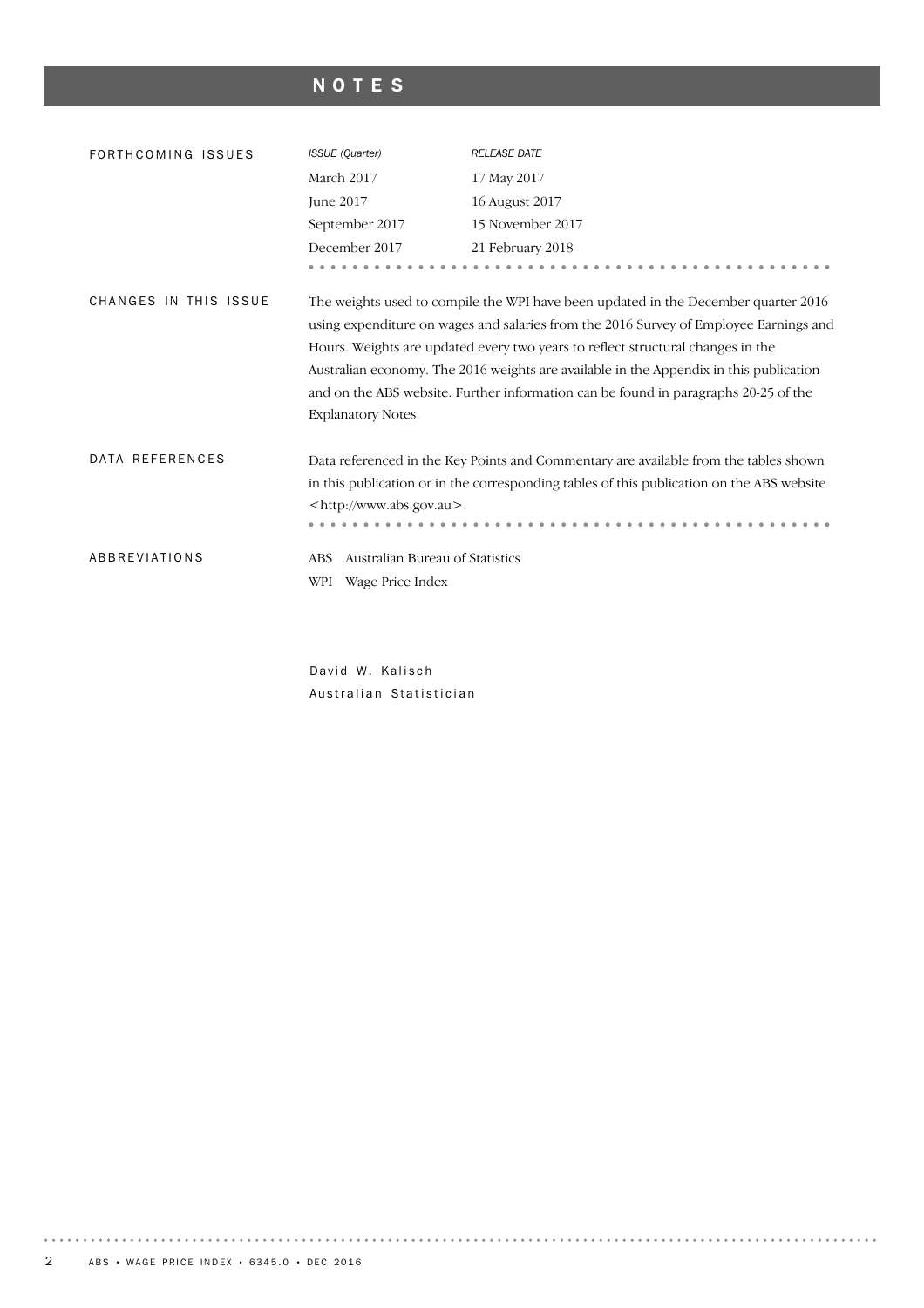# NOTES

## FORTHCOMING ISSUES

| *ISSUE (Quarter)* | *RELEASE DATE* |
|---|---|
| March 2017 | 17 May 2017 |
| June 2017 | 16 August 2017 |
| September 2017 | 15 November 2017 |
| December 2017 | 21 February 2018 |

## CHANGES IN THIS ISSUE

The weights used to compile the WPI have been updated in the December quarter 2016 using expenditure on wages and salaries from the 2016 Survey of Employee Earnings and Hours. Weights are updated every two years to reflect structural changes in the Australian economy. The 2016 weights are available in the Appendix in this publication and on the ABS website. Further information can be found in paragraphs 20-25 of the Explanatory Notes.

## DATA REFERENCES

Data referenced in the Key Points and Commentary are available from the tables shown in this publication or in the corresponding tables of this publication on the ABS website <http://www.abs.gov.au>.

## ABBREVIATIONS

ABS Australian Bureau of Statistics
WPI Wage Price Index

David W. Kalisch
Australian Statistician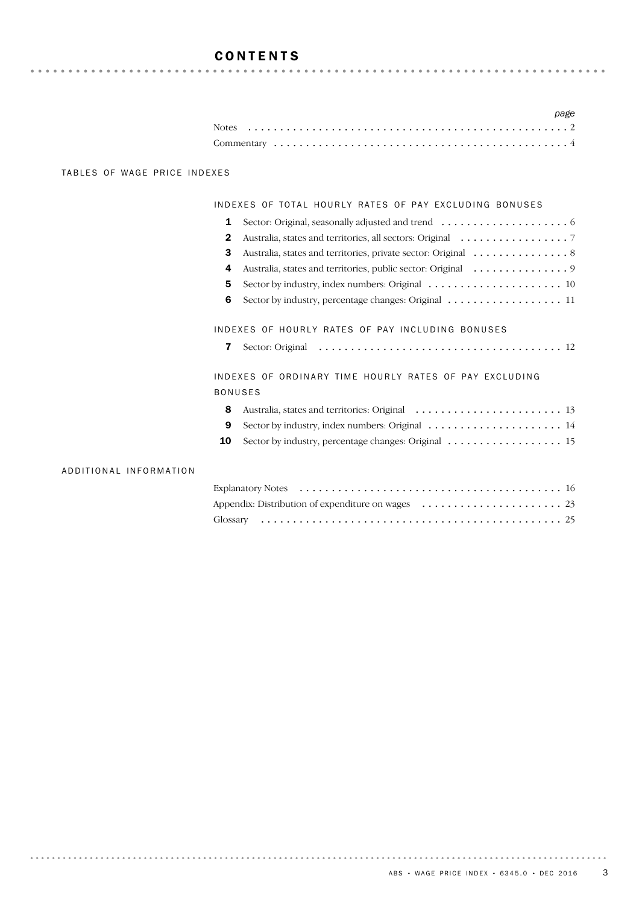# CONTENTS

| | page |
|---|---|
| Notes | 2 |
| Commentary | 4 |

## TABLES OF WAGE PRICE INDEXES

### INDEXES OF TOTAL HOURLY RATES OF PAY EXCLUDING BONUSES

| | | |
|---|---|---|
| **1** | Sector: Original, seasonally adjusted and trend | 6 |
| **2** | Australia, states and territories, all sectors: Original | 7 |
| **3** | Australia, states and territories, private sector: Original | 8 |
| **4** | Australia, states and territories, public sector: Original | 9 |
| **5** | Sector by industry, index numbers: Original | 10 |
| **6** | Sector by industry, percentage changes: Original | 11 |

### INDEXES OF HOURLY RATES OF PAY INCLUDING BONUSES

| | | |
|---|---|---|
| **7** | Sector: Original | 12 |

### INDEXES OF ORDINARY TIME HOURLY RATES OF PAY EXCLUDING BONUSES

| | | |
|---|---|---|
| **8** | Australia, states and territories: Original | 13 |
| **9** | Sector by industry, index numbers: Original | 14 |
| **10** | Sector by industry, percentage changes: Original | 15 |

## ADDITIONAL INFORMATION

| | |
|---|---|
| Explanatory Notes | 16 |
| Appendix: Distribution of expenditure on wages | 23 |
| Glossary | 25 |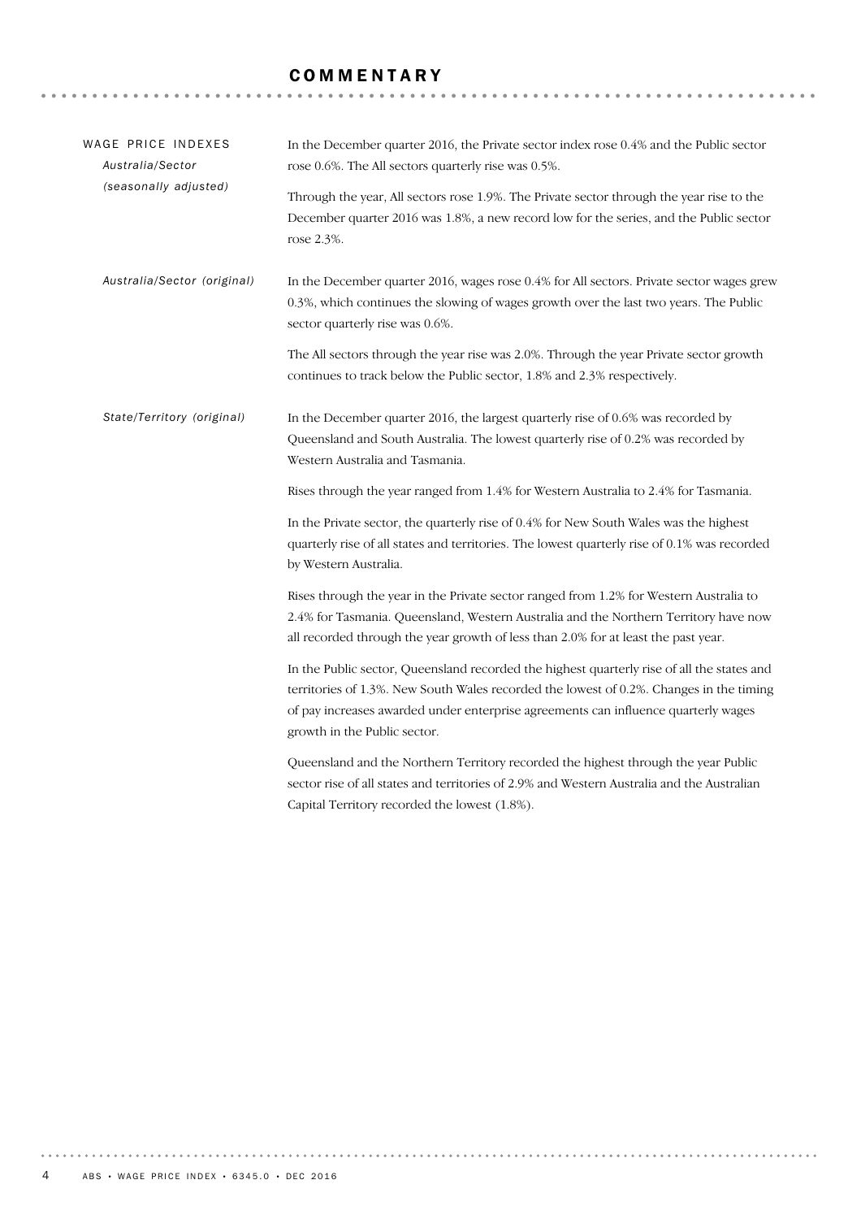# COMMENTARY

## WAGE PRICE INDEXES

### *Australia/Sector (seasonally adjusted)*

In the December quarter 2016, the Private sector index rose 0.4% and the Public sector rose 0.6%. The All sectors quarterly rise was 0.5%.

Through the year, All sectors rose 1.9%. The Private sector through the year rise to the December quarter 2016 was 1.8%, a new record low for the series, and the Public sector rose 2.3%.

### *Australia/Sector (original)*

In the December quarter 2016, wages rose 0.4% for All sectors. Private sector wages grew 0.3%, which continues the slowing of wages growth over the last two years. The Public sector quarterly rise was 0.6%.

The All sectors through the year rise was 2.0%. Through the year Private sector growth continues to track below the Public sector, 1.8% and 2.3% respectively.

### *State/Territory (original)*

In the December quarter 2016, the largest quarterly rise of 0.6% was recorded by Queensland and South Australia. The lowest quarterly rise of 0.2% was recorded by Western Australia and Tasmania.

Rises through the year ranged from 1.4% for Western Australia to 2.4% for Tasmania.

In the Private sector, the quarterly rise of 0.4% for New South Wales was the highest quarterly rise of all states and territories. The lowest quarterly rise of 0.1% was recorded by Western Australia.

Rises through the year in the Private sector ranged from 1.2% for Western Australia to 2.4% for Tasmania. Queensland, Western Australia and the Northern Territory have now all recorded through the year growth of less than 2.0% for at least the past year.

In the Public sector, Queensland recorded the highest quarterly rise of all the states and territories of 1.3%. New South Wales recorded the lowest of 0.2%. Changes in the timing of pay increases awarded under enterprise agreements can influence quarterly wages growth in the Public sector.

Queensland and the Northern Territory recorded the highest through the year Public sector rise of all states and territories of 2.9% and Western Australia and the Australian Capital Territory recorded the lowest (1.8%).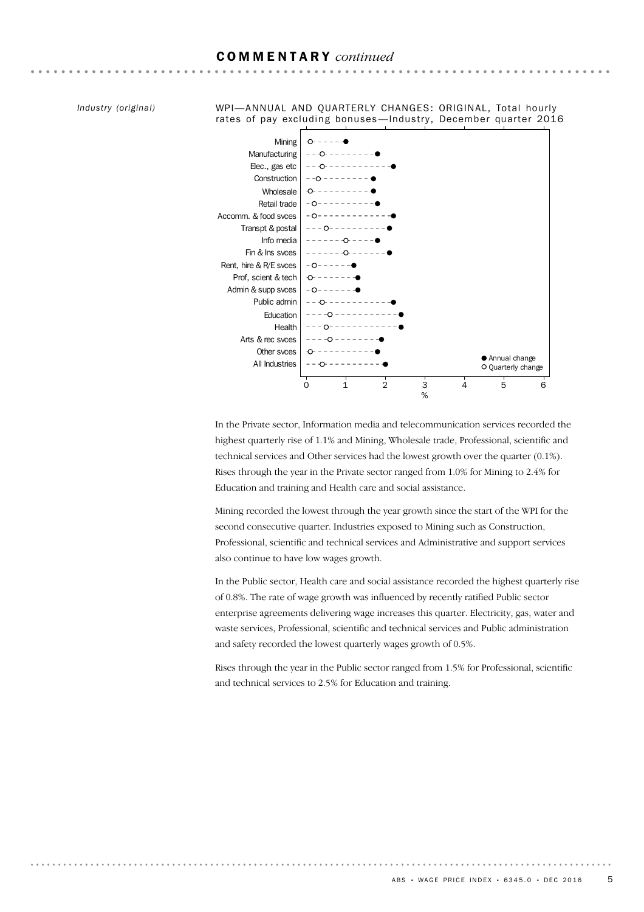## COMMENTARY *continued*

*Industry (original)*

WPI—ANNUAL AND QUARTERLY CHANGES: ORIGINAL, Total hourly rates of pay excluding bonuses—Industry, December quarter 2016

| Industry | Quarterly change (%) | Annual change (%) |
|---|---|---|
| Mining | 0.1 | 1.0 |
| Manufacturing | 0.4 | 1.8 |
| Elec., gas etc | 0.4 | 2.2 |
| Construction | 0.3 | 1.7 |
| Wholesale | 0.1 | 1.7 |
| Retail trade | 0.2 | 1.8 |
| Accomm. & food svces | 0.2 | 2.2 |
| Transpt & postal | 0.5 | 2.1 |
| Info media | 1.0 | 1.8 |
| Fin & Ins svces | 1.0 | 2.1 |
| Rent, hire & R/E svces | 0.2 | 1.2 |
| Prof, scient & tech | 0.1 | 1.3 |
| Admin & supp svces | 0.2 | 1.3 |
| Public admin | 0.4 | 2.2 |
| Education | 0.6 | 2.4 |
| Health | 0.5 | 2.4 |
| Arts & rec svces | 0.6 | 1.9 |
| Other svces | 0.1 | 1.8 |
| All Industries | 0.4 | 2.0 |

In the Private sector, Information media and telecommunication services recorded the highest quarterly rise of 1.1% and Mining, Wholesale trade, Professional, scientific and technical services and Other services had the lowest growth over the quarter (0.1%). Rises through the year in the Private sector ranged from 1.0% for Mining to 2.4% for Education and training and Health care and social assistance.

Mining recorded the lowest through the year growth since the start of the WPI for the second consecutive quarter. Industries exposed to Mining such as Construction, Professional, scientific and technical services and Administrative and support services also continue to have low wages growth.

In the Public sector, Health care and social assistance recorded the highest quarterly rise of 0.8%. The rate of wage growth was influenced by recently ratified Public sector enterprise agreements delivering wage increases this quarter. Electricity, gas, water and waste services, Professional, scientific and technical services and Public administration and safety recorded the lowest quarterly wages growth of 0.5%.

Rises through the year in the Public sector ranged from 1.5% for Professional, scientific and technical services to 2.5% for Education and training.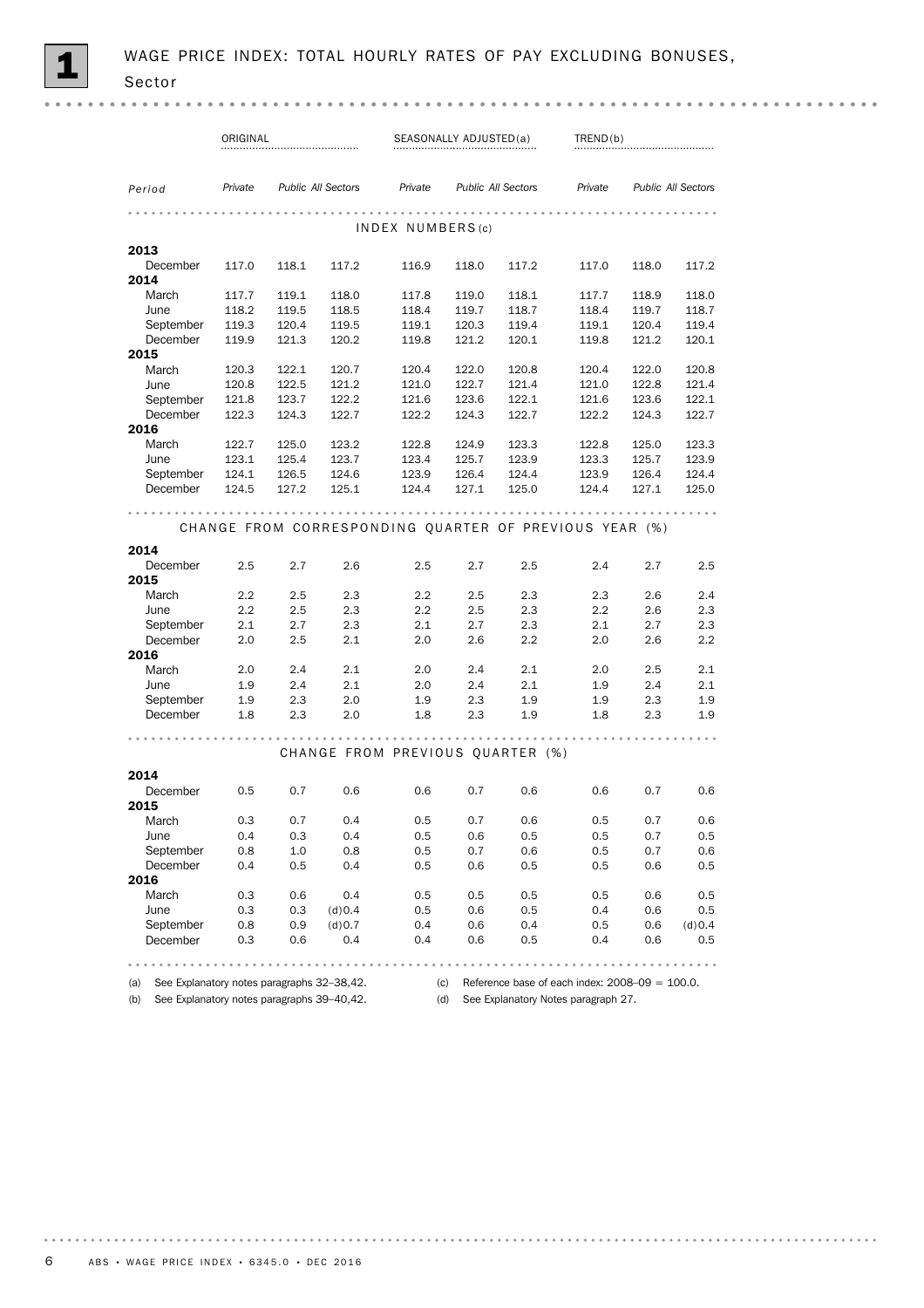# 1 WAGE PRICE INDEX: TOTAL HOURLY RATES OF PAY EXCLUDING BONUSES, Sector

| Period | ORIGINAL | | | SEASONALLY ADJUSTED(a) | | | TREND(b) | | |
|---|---|---|---|---|---|---|---|---|---|
| | *Private* | *Public* | *All Sectors* | *Private* | *Public* | *All Sectors* | *Private* | *Public* | *All Sectors* |
| **INDEX NUMBERS(c)** | | | | | | | | | |
| **2013** | | | | | | | | | |
| December | 117.0 | 118.1 | 117.2 | 116.9 | 118.0 | 117.2 | 117.0 | 118.0 | 117.2 |
| **2014** | | | | | | | | | |
| March | 117.7 | 119.1 | 118.0 | 117.8 | 119.0 | 118.1 | 117.7 | 118.9 | 118.0 |
| June | 118.2 | 119.5 | 118.5 | 118.4 | 119.7 | 118.7 | 118.4 | 119.7 | 118.7 |
| September | 119.3 | 120.4 | 119.5 | 119.1 | 120.3 | 119.4 | 119.1 | 120.4 | 119.4 |
| December | 119.9 | 121.3 | 120.2 | 119.8 | 121.2 | 120.1 | 119.8 | 121.2 | 120.1 |
| **2015** | | | | | | | | | |
| March | 120.3 | 122.1 | 120.7 | 120.4 | 122.0 | 120.8 | 120.4 | 122.0 | 120.8 |
| June | 120.8 | 122.5 | 121.2 | 121.0 | 122.7 | 121.4 | 121.0 | 122.8 | 121.4 |
| September | 121.8 | 123.7 | 122.2 | 121.6 | 123.6 | 122.1 | 121.6 | 123.6 | 122.1 |
| December | 122.3 | 124.3 | 122.7 | 122.2 | 124.3 | 122.7 | 122.2 | 124.3 | 122.7 |
| **2016** | | | | | | | | | |
| March | 122.7 | 125.0 | 123.2 | 122.8 | 124.9 | 123.3 | 122.8 | 125.0 | 123.3 |
| June | 123.1 | 125.4 | 123.7 | 123.4 | 125.7 | 123.9 | 123.3 | 125.7 | 123.9 |
| September | 124.1 | 126.5 | 124.6 | 123.9 | 126.4 | 124.4 | 123.9 | 126.4 | 124.4 |
| December | 124.5 | 127.2 | 125.1 | 124.4 | 127.1 | 125.0 | 124.4 | 127.1 | 125.0 |
| **CHANGE FROM CORRESPONDING QUARTER OF PREVIOUS YEAR (%)** | | | | | | | | | |
| **2014** | | | | | | | | | |
| December | 2.5 | 2.7 | 2.6 | 2.5 | 2.7 | 2.5 | 2.4 | 2.7 | 2.5 |
| **2015** | | | | | | | | | |
| March | 2.2 | 2.5 | 2.3 | 2.2 | 2.5 | 2.3 | 2.3 | 2.6 | 2.4 |
| June | 2.2 | 2.5 | 2.3 | 2.2 | 2.5 | 2.3 | 2.2 | 2.6 | 2.3 |
| September | 2.1 | 2.7 | 2.3 | 2.1 | 2.7 | 2.3 | 2.1 | 2.7 | 2.3 |
| December | 2.0 | 2.5 | 2.1 | 2.0 | 2.6 | 2.2 | 2.0 | 2.6 | 2.2 |
| **2016** | | | | | | | | | |
| March | 2.0 | 2.4 | 2.1 | 2.0 | 2.4 | 2.1 | 2.0 | 2.5 | 2.1 |
| June | 1.9 | 2.4 | 2.1 | 2.0 | 2.4 | 2.1 | 1.9 | 2.4 | 2.1 |
| September | 1.9 | 2.3 | 2.0 | 1.9 | 2.3 | 1.9 | 1.9 | 2.3 | 1.9 |
| December | 1.8 | 2.3 | 2.0 | 1.8 | 2.3 | 1.9 | 1.8 | 2.3 | 1.9 |
| **CHANGE FROM PREVIOUS QUARTER (%)** | | | | | | | | | |
| **2014** | | | | | | | | | |
| December | 0.5 | 0.7 | 0.6 | 0.6 | 0.7 | 0.6 | 0.6 | 0.7 | 0.6 |
| **2015** | | | | | | | | | |
| March | 0.3 | 0.7 | 0.4 | 0.5 | 0.7 | 0.6 | 0.5 | 0.7 | 0.6 |
| June | 0.4 | 0.3 | 0.4 | 0.5 | 0.6 | 0.5 | 0.5 | 0.7 | 0.5 |
| September | 0.8 | 1.0 | 0.8 | 0.5 | 0.7 | 0.6 | 0.5 | 0.7 | 0.6 |
| December | 0.4 | 0.5 | 0.4 | 0.5 | 0.6 | 0.5 | 0.5 | 0.6 | 0.5 |
| **2016** | | | | | | | | | |
| March | 0.3 | 0.6 | 0.4 | 0.5 | 0.5 | 0.5 | 0.5 | 0.6 | 0.5 |
| June | 0.3 | 0.3 | (d)0.4 | 0.5 | 0.6 | 0.5 | 0.4 | 0.6 | 0.5 |
| September | 0.8 | 0.9 | (d)0.7 | 0.4 | 0.6 | 0.4 | 0.5 | 0.6 | (d)0.4 |
| December | 0.3 | 0.6 | 0.4 | 0.4 | 0.6 | 0.5 | 0.4 | 0.6 | 0.5 |

(a) See Explanatory notes paragraphs 32–38,42.
(b) See Explanatory notes paragraphs 39–40,42.
(c) Reference base of each index: 2008–09 = 100.0.
(d) See Explanatory Notes paragraph 27.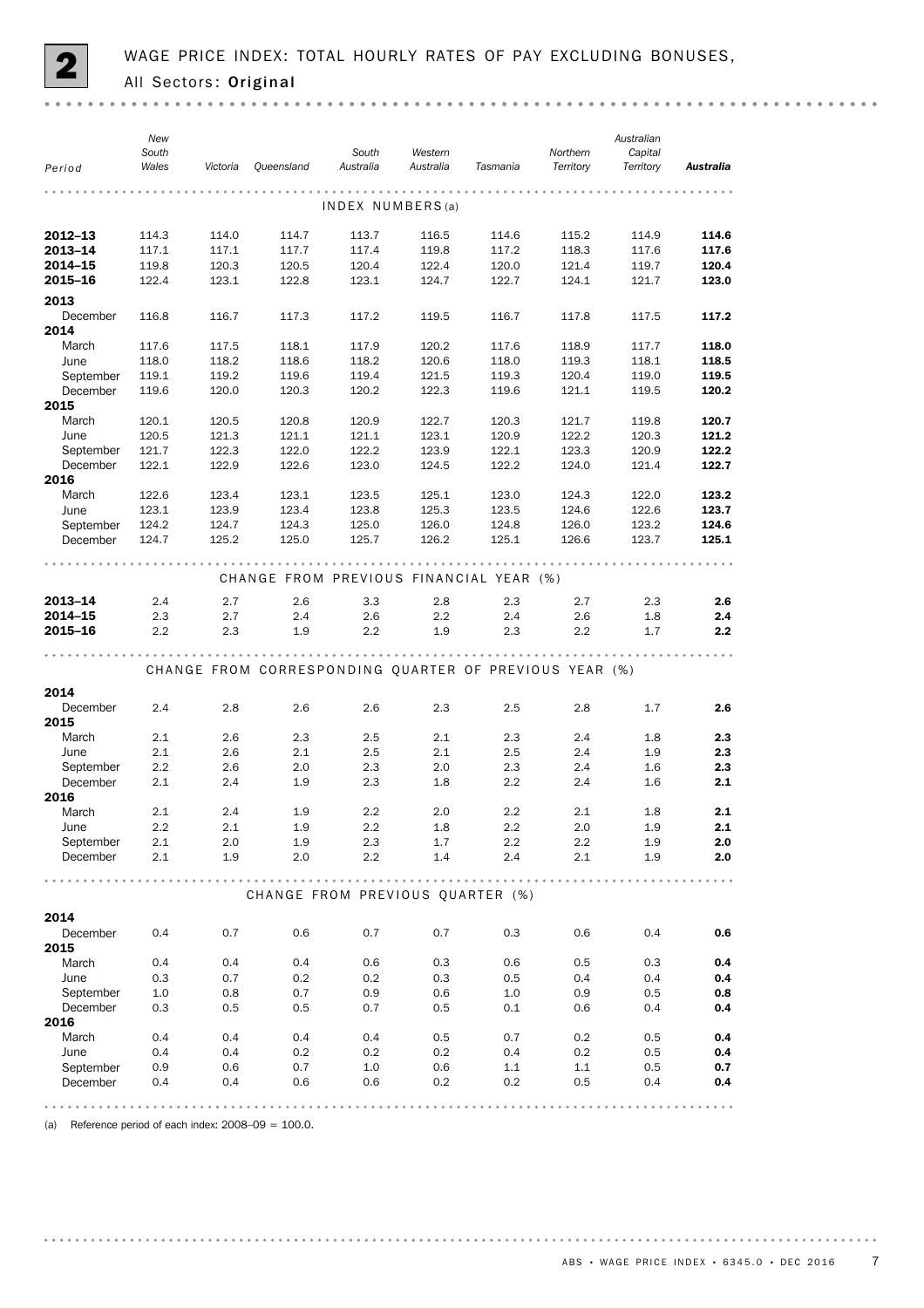# 2 WAGE PRICE INDEX: TOTAL HOURLY RATES OF PAY EXCLUDING BONUSES, All Sectors: Original

| Period | New South Wales | Victoria | Queensland | South Australia | Western Australia | Tasmania | Northern Territory | Australian Capital Territory | **Australia** |
|---|---|---|---|---|---|---|---|---|---|
| **INDEX NUMBERS(a)** | | | | | | | | | |
| **2012–13** | 114.3 | 114.0 | 114.7 | 113.7 | 116.5 | 114.6 | 115.2 | 114.9 | **114.6** |
| **2013–14** | 117.1 | 117.1 | 117.7 | 117.4 | 119.8 | 117.2 | 118.3 | 117.6 | **117.6** |
| **2014–15** | 119.8 | 120.3 | 120.5 | 120.4 | 122.4 | 120.0 | 121.4 | 119.7 | **120.4** |
| **2015–16** | 122.4 | 123.1 | 122.8 | 123.1 | 124.7 | 122.7 | 124.1 | 121.7 | **123.0** |
| **2013** | | | | | | | | | |
| December | 116.8 | 116.7 | 117.3 | 117.2 | 119.5 | 116.7 | 117.8 | 117.5 | **117.2** |
| **2014** | | | | | | | | | |
| March | 117.6 | 117.5 | 118.1 | 117.9 | 120.2 | 117.6 | 118.9 | 117.7 | **118.0** |
| June | 118.0 | 118.2 | 118.6 | 118.2 | 120.6 | 118.0 | 119.3 | 118.1 | **118.5** |
| September | 119.1 | 119.2 | 119.6 | 119.4 | 121.5 | 119.3 | 120.4 | 119.0 | **119.5** |
| December | 119.6 | 120.0 | 120.3 | 120.2 | 122.3 | 119.6 | 121.1 | 119.5 | **120.2** |
| **2015** | | | | | | | | | |
| March | 120.1 | 120.5 | 120.8 | 120.9 | 122.7 | 120.3 | 121.7 | 119.8 | **120.7** |
| June | 120.5 | 121.3 | 121.1 | 121.1 | 123.1 | 120.9 | 122.2 | 120.3 | **121.2** |
| September | 121.7 | 122.3 | 122.0 | 122.2 | 123.9 | 122.1 | 123.3 | 120.9 | **122.2** |
| December | 122.1 | 122.9 | 122.6 | 123.0 | 124.5 | 122.2 | 124.0 | 121.4 | **122.7** |
| **2016** | | | | | | | | | |
| March | 122.6 | 123.4 | 123.1 | 123.5 | 125.1 | 123.0 | 124.3 | 122.0 | **123.2** |
| June | 123.1 | 123.9 | 123.4 | 123.8 | 125.3 | 123.5 | 124.6 | 122.6 | **123.7** |
| September | 124.2 | 124.7 | 124.3 | 125.0 | 126.0 | 124.8 | 126.0 | 123.2 | **124.6** |
| December | 124.7 | 125.2 | 125.0 | 125.7 | 126.2 | 125.1 | 126.6 | 123.7 | **125.1** |
| **CHANGE FROM PREVIOUS FINANCIAL YEAR (%)** | | | | | | | | | |
| **2013–14** | 2.4 | 2.7 | 2.6 | 3.3 | 2.8 | 2.3 | 2.7 | 2.3 | **2.6** |
| **2014–15** | 2.3 | 2.7 | 2.4 | 2.6 | 2.2 | 2.4 | 2.6 | 1.8 | **2.4** |
| **2015–16** | 2.2 | 2.3 | 1.9 | 2.2 | 1.9 | 2.3 | 2.2 | 1.7 | **2.2** |
| **CHANGE FROM CORRESPONDING QUARTER OF PREVIOUS YEAR (%)** | | | | | | | | | |
| **2014** | | | | | | | | | |
| December | 2.4 | 2.8 | 2.6 | 2.6 | 2.3 | 2.5 | 2.8 | 1.7 | **2.6** |
| **2015** | | | | | | | | | |
| March | 2.1 | 2.6 | 2.3 | 2.5 | 2.1 | 2.3 | 2.4 | 1.8 | **2.3** |
| June | 2.1 | 2.6 | 2.1 | 2.5 | 2.1 | 2.5 | 2.4 | 1.9 | **2.3** |
| September | 2.2 | 2.6 | 2.0 | 2.3 | 2.0 | 2.3 | 2.4 | 1.6 | **2.3** |
| December | 2.1 | 2.4 | 1.9 | 2.3 | 1.8 | 2.2 | 2.4 | 1.6 | **2.1** |
| **2016** | | | | | | | | | |
| March | 2.1 | 2.4 | 1.9 | 2.2 | 2.0 | 2.2 | 2.1 | 1.8 | **2.1** |
| June | 2.2 | 2.1 | 1.9 | 2.2 | 1.8 | 2.2 | 2.0 | 1.9 | **2.1** |
| September | 2.1 | 2.0 | 1.9 | 2.3 | 1.7 | 2.2 | 2.2 | 1.9 | **2.0** |
| December | 2.1 | 1.9 | 2.0 | 2.2 | 1.4 | 2.4 | 2.1 | 1.9 | **2.0** |
| **CHANGE FROM PREVIOUS QUARTER (%)** | | | | | | | | | |
| **2014** | | | | | | | | | |
| December | 0.4 | 0.7 | 0.6 | 0.7 | 0.7 | 0.3 | 0.6 | 0.4 | **0.6** |
| **2015** | | | | | | | | | |
| March | 0.4 | 0.4 | 0.4 | 0.6 | 0.3 | 0.6 | 0.5 | 0.3 | **0.4** |
| June | 0.3 | 0.7 | 0.2 | 0.2 | 0.3 | 0.5 | 0.4 | 0.4 | **0.4** |
| September | 1.0 | 0.8 | 0.7 | 0.9 | 0.6 | 1.0 | 0.9 | 0.5 | **0.8** |
| December | 0.3 | 0.5 | 0.5 | 0.7 | 0.5 | 0.1 | 0.6 | 0.4 | **0.4** |
| **2016** | | | | | | | | | |
| March | 0.4 | 0.4 | 0.4 | 0.4 | 0.5 | 0.7 | 0.2 | 0.5 | **0.4** |
| June | 0.4 | 0.4 | 0.2 | 0.2 | 0.2 | 0.4 | 0.2 | 0.5 | **0.4** |
| September | 0.9 | 0.6 | 0.7 | 1.0 | 0.6 | 1.1 | 1.1 | 0.5 | **0.7** |
| December | 0.4 | 0.4 | 0.6 | 0.6 | 0.2 | 0.2 | 0.5 | 0.4 | **0.4** |

(a) Reference period of each index: 2008–09 = 100.0.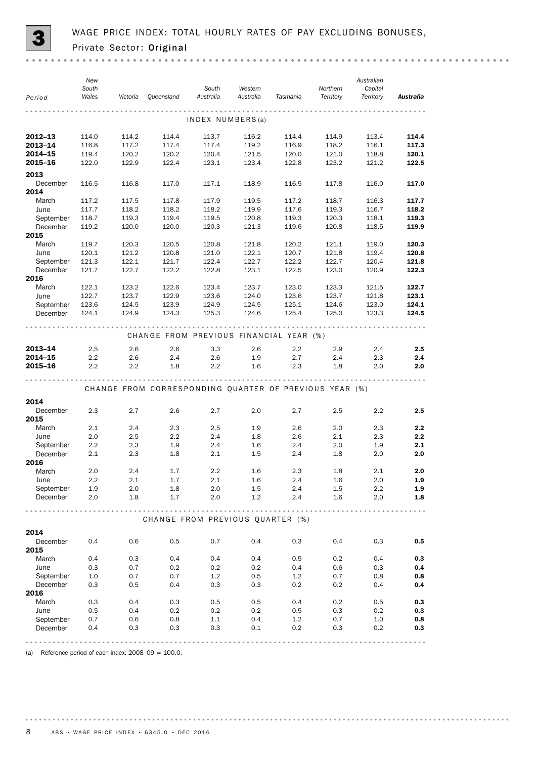# 3 WAGE PRICE INDEX: TOTAL HOURLY RATES OF PAY EXCLUDING BONUSES, Private Sector: Original

| Period | New South Wales | Victoria | Queensland | South Australia | Western Australia | Tasmania | Northern Territory | Australian Capital Territory | **Australia** |
|---|---|---|---|---|---|---|---|---|---|
| | | | | INDEX NUMBERS(a) | | | | | |
| **2012–13** | 114.0 | 114.2 | 114.4 | 113.7 | 116.2 | 114.4 | 114.9 | 113.4 | **114.4** |
| **2013–14** | 116.8 | 117.2 | 117.4 | 117.4 | 119.2 | 116.9 | 118.2 | 116.1 | **117.3** |
| **2014–15** | 119.4 | 120.2 | 120.2 | 120.4 | 121.5 | 120.0 | 121.0 | 118.8 | **120.1** |
| **2015–16** | 122.0 | 122.9 | 122.4 | 123.1 | 123.4 | 122.8 | 123.2 | 121.2 | **122.5** |
| **2013** | | | | | | | | | |
| December | 116.5 | 116.8 | 117.0 | 117.1 | 118.9 | 116.5 | 117.8 | 116.0 | **117.0** |
| **2014** | | | | | | | | | |
| March | 117.2 | 117.5 | 117.8 | 117.9 | 119.5 | 117.2 | 118.7 | 116.3 | **117.7** |
| June | 117.7 | 118.2 | 118.2 | 118.2 | 119.9 | 117.6 | 119.3 | 116.7 | **118.2** |
| September | 118.7 | 119.3 | 119.4 | 119.5 | 120.8 | 119.3 | 120.3 | 118.1 | **119.3** |
| December | 119.2 | 120.0 | 120.0 | 120.3 | 121.3 | 119.6 | 120.8 | 118.5 | **119.9** |
| **2015** | | | | | | | | | |
| March | 119.7 | 120.3 | 120.5 | 120.8 | 121.8 | 120.2 | 121.1 | 119.0 | **120.3** |
| June | 120.1 | 121.2 | 120.8 | 121.0 | 122.1 | 120.7 | 121.8 | 119.4 | **120.8** |
| September | 121.3 | 122.1 | 121.7 | 122.4 | 122.7 | 122.2 | 122.7 | 120.4 | **121.8** |
| December | 121.7 | 122.7 | 122.2 | 122.8 | 123.1 | 122.5 | 123.0 | 120.9 | **122.3** |
| **2016** | | | | | | | | | |
| March | 122.1 | 123.2 | 122.6 | 123.4 | 123.7 | 123.0 | 123.3 | 121.5 | **122.7** |
| June | 122.7 | 123.7 | 122.9 | 123.6 | 124.0 | 123.6 | 123.7 | 121.8 | **123.1** |
| September | 123.6 | 124.5 | 123.9 | 124.9 | 124.5 | 125.1 | 124.6 | 123.0 | **124.1** |
| December | 124.1 | 124.9 | 124.3 | 125.3 | 124.6 | 125.4 | 125.0 | 123.3 | **124.5** |
| | | | CHANGE FROM PREVIOUS FINANCIAL YEAR (%) | | | | | | |
| **2013–14** | 2.5 | 2.6 | 2.6 | 3.3 | 2.6 | 2.2 | 2.9 | 2.4 | **2.5** |
| **2014–15** | 2.2 | 2.6 | 2.4 | 2.6 | 1.9 | 2.7 | 2.4 | 2.3 | **2.4** |
| **2015–16** | 2.2 | 2.2 | 1.8 | 2.2 | 1.6 | 2.3 | 1.8 | 2.0 | **2.0** |
| | | CHANGE FROM CORRESPONDING QUARTER OF PREVIOUS YEAR (%) | | | | | | | |
| **2014** | | | | | | | | | |
| December | 2.3 | 2.7 | 2.6 | 2.7 | 2.0 | 2.7 | 2.5 | 2.2 | **2.5** |
| **2015** | | | | | | | | | |
| March | 2.1 | 2.4 | 2.3 | 2.5 | 1.9 | 2.6 | 2.0 | 2.3 | **2.2** |
| June | 2.0 | 2.5 | 2.2 | 2.4 | 1.8 | 2.6 | 2.1 | 2.3 | **2.2** |
| September | 2.2 | 2.3 | 1.9 | 2.4 | 1.6 | 2.4 | 2.0 | 1.9 | **2.1** |
| December | 2.1 | 2.3 | 1.8 | 2.1 | 1.5 | 2.4 | 1.8 | 2.0 | **2.0** |
| **2016** | | | | | | | | | |
| March | 2.0 | 2.4 | 1.7 | 2.2 | 1.6 | 2.3 | 1.8 | 2.1 | **2.0** |
| June | 2.2 | 2.1 | 1.7 | 2.1 | 1.6 | 2.4 | 1.6 | 2.0 | **1.9** |
| September | 1.9 | 2.0 | 1.8 | 2.0 | 1.5 | 2.4 | 1.5 | 2.2 | **1.9** |
| December | 2.0 | 1.8 | 1.7 | 2.0 | 1.2 | 2.4 | 1.6 | 2.0 | **1.8** |
| | | | CHANGE FROM PREVIOUS QUARTER (%) | | | | | | |
| **2014** | | | | | | | | | |
| December | 0.4 | 0.6 | 0.5 | 0.7 | 0.4 | 0.3 | 0.4 | 0.3 | **0.5** |
| **2015** | | | | | | | | | |
| March | 0.4 | 0.3 | 0.4 | 0.4 | 0.4 | 0.5 | 0.2 | 0.4 | **0.3** |
| June | 0.3 | 0.7 | 0.2 | 0.2 | 0.2 | 0.4 | 0.6 | 0.3 | **0.4** |
| September | 1.0 | 0.7 | 0.7 | 1.2 | 0.5 | 1.2 | 0.7 | 0.8 | **0.8** |
| December | 0.3 | 0.5 | 0.4 | 0.3 | 0.3 | 0.2 | 0.2 | 0.4 | **0.4** |
| **2016** | | | | | | | | | |
| March | 0.3 | 0.4 | 0.3 | 0.5 | 0.5 | 0.4 | 0.2 | 0.5 | **0.3** |
| June | 0.5 | 0.4 | 0.2 | 0.2 | 0.2 | 0.5 | 0.3 | 0.2 | **0.3** |
| September | 0.7 | 0.6 | 0.8 | 1.1 | 0.4 | 1.2 | 0.7 | 1.0 | **0.8** |
| December | 0.4 | 0.3 | 0.3 | 0.3 | 0.1 | 0.2 | 0.3 | 0.2 | **0.3** |

(a) Reference period of each index: 2008–09 = 100.0.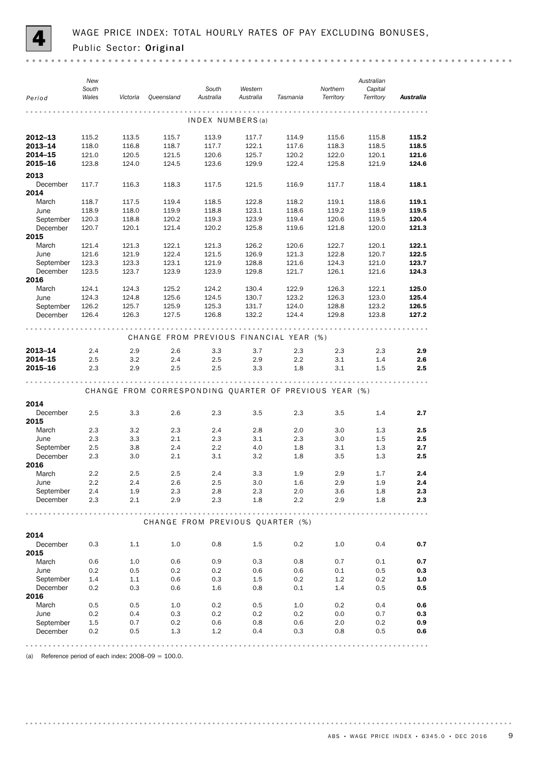# 4 WAGE PRICE INDEX: TOTAL HOURLY RATES OF PAY EXCLUDING BONUSES, Public Sector: Original

| Period | New South Wales | Victoria | Queensland | South Australia | Western Australia | Tasmania | Northern Territory | Australian Capital Territory | **Australia** |
|---|---|---|---|---|---|---|---|---|---|
| **INDEX NUMBERS(a)** | | | | | | | | | |
| **2012–13** | 115.2 | 113.5 | 115.7 | 113.9 | 117.7 | 114.9 | 115.6 | 115.8 | **115.2** |
| **2013–14** | 118.0 | 116.8 | 118.7 | 117.7 | 122.1 | 117.6 | 118.3 | 118.5 | **118.5** |
| **2014–15** | 121.0 | 120.5 | 121.5 | 120.6 | 125.7 | 120.2 | 122.0 | 120.1 | **121.6** |
| **2015–16** | 123.8 | 124.0 | 124.5 | 123.6 | 129.9 | 122.4 | 125.8 | 121.9 | **124.6** |
| **2013** | | | | | | | | | |
| December | 117.7 | 116.3 | 118.3 | 117.5 | 121.5 | 116.9 | 117.7 | 118.4 | **118.1** |
| **2014** | | | | | | | | | |
| March | 118.7 | 117.5 | 119.4 | 118.5 | 122.8 | 118.2 | 119.1 | 118.6 | **119.1** |
| June | 118.9 | 118.0 | 119.9 | 118.8 | 123.1 | 118.6 | 119.2 | 118.9 | **119.5** |
| September | 120.3 | 118.8 | 120.2 | 119.3 | 123.9 | 119.4 | 120.6 | 119.5 | **120.4** |
| December | 120.7 | 120.1 | 121.4 | 120.2 | 125.8 | 119.6 | 121.8 | 120.0 | **121.3** |
| **2015** | | | | | | | | | |
| March | 121.4 | 121.3 | 122.1 | 121.3 | 126.2 | 120.6 | 122.7 | 120.1 | **122.1** |
| June | 121.6 | 121.9 | 122.4 | 121.5 | 126.9 | 121.3 | 122.8 | 120.7 | **122.5** |
| September | 123.3 | 123.3 | 123.1 | 121.9 | 128.8 | 121.6 | 124.3 | 121.0 | **123.7** |
| December | 123.5 | 123.7 | 123.9 | 123.9 | 129.8 | 121.7 | 126.1 | 121.6 | **124.3** |
| **2016** | | | | | | | | | |
| March | 124.1 | 124.3 | 125.2 | 124.2 | 130.4 | 122.9 | 126.3 | 122.1 | **125.0** |
| June | 124.3 | 124.8 | 125.6 | 124.5 | 130.7 | 123.2 | 126.3 | 123.0 | **125.4** |
| September | 126.2 | 125.7 | 125.9 | 125.3 | 131.7 | 124.0 | 128.8 | 123.2 | **126.5** |
| December | 126.4 | 126.3 | 127.5 | 126.8 | 132.2 | 124.4 | 129.8 | 123.8 | **127.2** |
| **CHANGE FROM PREVIOUS FINANCIAL YEAR (%)** | | | | | | | | | |
| **2013–14** | 2.4 | 2.9 | 2.6 | 3.3 | 3.7 | 2.3 | 2.3 | 2.3 | **2.9** |
| **2014–15** | 2.5 | 3.2 | 2.4 | 2.5 | 2.9 | 2.2 | 3.1 | 1.4 | **2.6** |
| **2015–16** | 2.3 | 2.9 | 2.5 | 2.5 | 3.3 | 1.8 | 3.1 | 1.5 | **2.5** |
| **CHANGE FROM CORRESPONDING QUARTER OF PREVIOUS YEAR (%)** | | | | | | | | | |
| **2014** | | | | | | | | | |
| December | 2.5 | 3.3 | 2.6 | 2.3 | 3.5 | 2.3 | 3.5 | 1.4 | **2.7** |
| **2015** | | | | | | | | | |
| March | 2.3 | 3.2 | 2.3 | 2.4 | 2.8 | 2.0 | 3.0 | 1.3 | **2.5** |
| June | 2.3 | 3.3 | 2.1 | 2.3 | 3.1 | 2.3 | 3.0 | 1.5 | **2.5** |
| September | 2.5 | 3.8 | 2.4 | 2.2 | 4.0 | 1.8 | 3.1 | 1.3 | **2.7** |
| December | 2.3 | 3.0 | 2.1 | 3.1 | 3.2 | 1.8 | 3.5 | 1.3 | **2.5** |
| **2016** | | | | | | | | | |
| March | 2.2 | 2.5 | 2.5 | 2.4 | 3.3 | 1.9 | 2.9 | 1.7 | **2.4** |
| June | 2.2 | 2.4 | 2.6 | 2.5 | 3.0 | 1.6 | 2.9 | 1.9 | **2.4** |
| September | 2.4 | 1.9 | 2.3 | 2.8 | 2.3 | 2.0 | 3.6 | 1.8 | **2.3** |
| December | 2.3 | 2.1 | 2.9 | 2.3 | 1.8 | 2.2 | 2.9 | 1.8 | **2.3** |
| **CHANGE FROM PREVIOUS QUARTER (%)** | | | | | | | | | |
| **2014** | | | | | | | | | |
| December | 0.3 | 1.1 | 1.0 | 0.8 | 1.5 | 0.2 | 1.0 | 0.4 | **0.7** |
| **2015** | | | | | | | | | |
| March | 0.6 | 1.0 | 0.6 | 0.9 | 0.3 | 0.8 | 0.7 | 0.1 | **0.7** |
| June | 0.2 | 0.5 | 0.2 | 0.2 | 0.6 | 0.6 | 0.1 | 0.5 | **0.3** |
| September | 1.4 | 1.1 | 0.6 | 0.3 | 1.5 | 0.2 | 1.2 | 0.2 | **1.0** |
| December | 0.2 | 0.3 | 0.6 | 1.6 | 0.8 | 0.1 | 1.4 | 0.5 | **0.5** |
| **2016** | | | | | | | | | |
| March | 0.5 | 0.5 | 1.0 | 0.2 | 0.5 | 1.0 | 0.2 | 0.4 | **0.6** |
| June | 0.2 | 0.4 | 0.3 | 0.2 | 0.2 | 0.2 | 0.0 | 0.7 | **0.3** |
| September | 1.5 | 0.7 | 0.2 | 0.6 | 0.8 | 0.6 | 2.0 | 0.2 | **0.9** |
| December | 0.2 | 0.5 | 1.3 | 1.2 | 0.4 | 0.3 | 0.8 | 0.5 | **0.6** |

(a) Reference period of each index: 2008–09 = 100.0.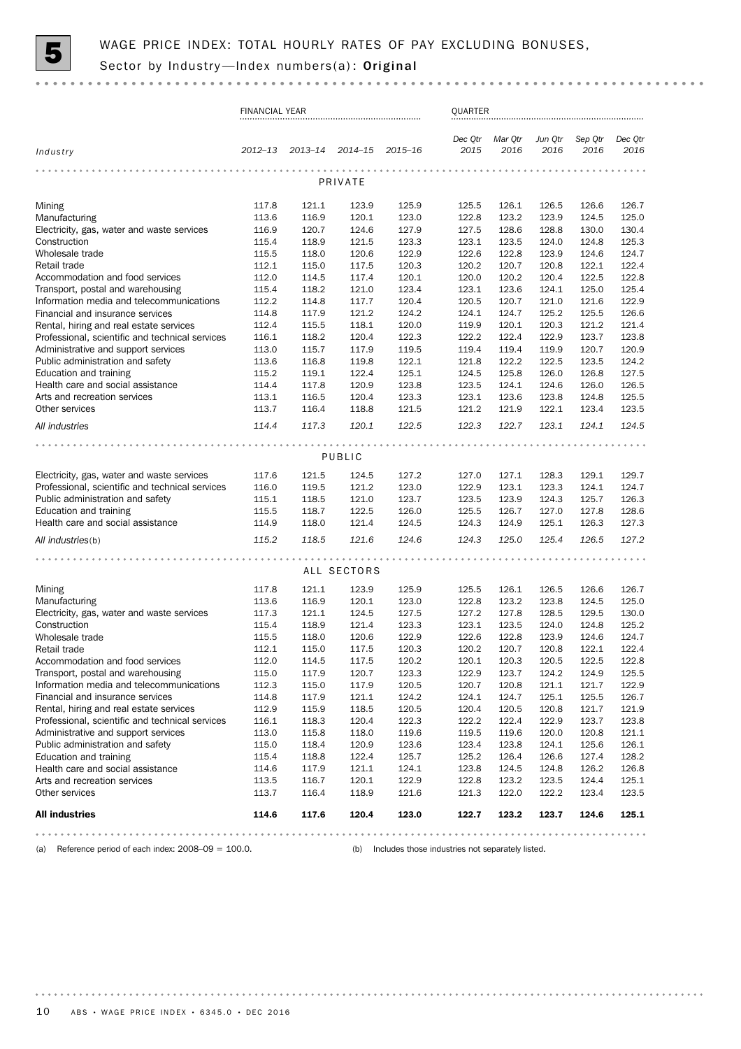# 5 WAGE PRICE INDEX: TOTAL HOURLY RATES OF PAY EXCLUDING BONUSES, Sector by Industry—Index numbers(a): Original

| | FINANCIAL YEAR | | | | QUARTER | | | | |
|---|---|---|---|---|---|---|---|---|---|
| *Industry* | *2012–13* | *2013–14* | *2014–15* | *2015–16* | *Dec Qtr 2015* | *Mar Qtr 2016* | *Jun Qtr 2016* | *Sep Qtr 2016* | *Dec Qtr 2016* |
| **PRIVATE** | | | | | | | | | |
| Mining | 117.8 | 121.1 | 123.9 | 125.9 | 125.5 | 126.1 | 126.5 | 126.6 | 126.7 |
| Manufacturing | 113.6 | 116.9 | 120.1 | 123.0 | 122.8 | 123.2 | 123.9 | 124.5 | 125.0 |
| Electricity, gas, water and waste services | 116.9 | 120.7 | 124.6 | 127.9 | 127.5 | 128.6 | 128.8 | 130.0 | 130.4 |
| Construction | 115.4 | 118.9 | 121.5 | 123.3 | 123.1 | 123.5 | 124.0 | 124.8 | 125.3 |
| Wholesale trade | 115.5 | 118.0 | 120.6 | 122.9 | 122.6 | 122.8 | 123.9 | 124.6 | 124.7 |
| Retail trade | 112.1 | 115.0 | 117.5 | 120.3 | 120.2 | 120.7 | 120.8 | 122.1 | 122.4 |
| Accommodation and food services | 112.0 | 114.5 | 117.4 | 120.1 | 120.0 | 120.2 | 120.4 | 122.5 | 122.8 |
| Transport, postal and warehousing | 115.4 | 118.2 | 121.0 | 123.4 | 123.1 | 123.6 | 124.1 | 125.0 | 125.4 |
| Information media and telecommunications | 112.2 | 114.8 | 117.7 | 120.4 | 120.5 | 120.7 | 121.0 | 121.6 | 122.9 |
| Financial and insurance services | 114.8 | 117.9 | 121.2 | 124.2 | 124.1 | 124.7 | 125.2 | 125.5 | 126.6 |
| Rental, hiring and real estate services | 112.4 | 115.5 | 118.1 | 120.0 | 119.9 | 120.1 | 120.3 | 121.2 | 121.4 |
| Professional, scientific and technical services | 116.1 | 118.2 | 120.4 | 122.3 | 122.2 | 122.4 | 122.9 | 123.7 | 123.8 |
| Administrative and support services | 113.0 | 115.7 | 117.9 | 119.5 | 119.4 | 119.4 | 119.9 | 120.7 | 120.9 |
| Public administration and safety | 113.6 | 116.8 | 119.8 | 122.1 | 121.8 | 122.2 | 122.5 | 123.5 | 124.2 |
| Education and training | 115.2 | 119.1 | 122.4 | 125.1 | 124.5 | 125.8 | 126.0 | 126.8 | 127.5 |
| Health care and social assistance | 114.4 | 117.8 | 120.9 | 123.8 | 123.5 | 124.1 | 124.6 | 126.0 | 126.5 |
| Arts and recreation services | 113.1 | 116.5 | 120.4 | 123.3 | 123.1 | 123.6 | 123.8 | 124.8 | 125.5 |
| Other services | 113.7 | 116.4 | 118.8 | 121.5 | 121.2 | 121.9 | 122.1 | 123.4 | 123.5 |
| *All industries* | *114.4* | *117.3* | *120.1* | *122.5* | *122.3* | *122.7* | *123.1* | *124.1* | *124.5* |
| **PUBLIC** | | | | | | | | | |
| Electricity, gas, water and waste services | 117.6 | 121.5 | 124.5 | 127.2 | 127.0 | 127.1 | 128.3 | 129.1 | 129.7 |
| Professional, scientific and technical services | 116.0 | 119.5 | 121.2 | 123.0 | 122.9 | 123.1 | 123.3 | 124.1 | 124.7 |
| Public administration and safety | 115.1 | 118.5 | 121.0 | 123.7 | 123.5 | 123.9 | 124.3 | 125.7 | 126.3 |
| Education and training | 115.5 | 118.7 | 122.5 | 126.0 | 125.5 | 126.7 | 127.0 | 127.8 | 128.6 |
| Health care and social assistance | 114.9 | 118.0 | 121.4 | 124.5 | 124.3 | 124.9 | 125.1 | 126.3 | 127.3 |
| *All industries*(b) | *115.2* | *118.5* | *121.6* | *124.6* | *124.3* | *125.0* | *125.4* | *126.5* | *127.2* |
| **ALL SECTORS** | | | | | | | | | |
| Mining | 117.8 | 121.1 | 123.9 | 125.9 | 125.5 | 126.1 | 126.5 | 126.6 | 126.7 |
| Manufacturing | 113.6 | 116.9 | 120.1 | 123.0 | 122.8 | 123.2 | 123.8 | 124.5 | 125.0 |
| Electricity, gas, water and waste services | 117.3 | 121.1 | 124.5 | 127.5 | 127.2 | 127.8 | 128.5 | 129.5 | 130.0 |
| Construction | 115.4 | 118.9 | 121.4 | 123.3 | 123.1 | 123.5 | 124.0 | 124.8 | 125.2 |
| Wholesale trade | 115.5 | 118.0 | 120.6 | 122.9 | 122.6 | 122.8 | 123.9 | 124.6 | 124.7 |
| Retail trade | 112.1 | 115.0 | 117.5 | 120.3 | 120.2 | 120.7 | 120.8 | 122.1 | 122.4 |
| Accommodation and food services | 112.0 | 114.5 | 117.5 | 120.2 | 120.1 | 120.3 | 120.5 | 122.5 | 122.8 |
| Transport, postal and warehousing | 115.0 | 117.9 | 120.7 | 123.3 | 122.9 | 123.7 | 124.2 | 124.9 | 125.5 |
| Information media and telecommunications | 112.3 | 115.0 | 117.9 | 120.5 | 120.7 | 120.8 | 121.1 | 121.7 | 122.9 |
| Financial and insurance services | 114.8 | 117.9 | 121.1 | 124.2 | 124.1 | 124.7 | 125.1 | 125.5 | 126.7 |
| Rental, hiring and real estate services | 112.9 | 115.9 | 118.5 | 120.5 | 120.4 | 120.5 | 120.8 | 121.7 | 121.9 |
| Professional, scientific and technical services | 116.1 | 118.3 | 120.4 | 122.3 | 122.2 | 122.4 | 122.9 | 123.7 | 123.8 |
| Administrative and support services | 113.0 | 115.8 | 118.0 | 119.6 | 119.5 | 119.6 | 120.0 | 120.8 | 121.1 |
| Public administration and safety | 115.0 | 118.4 | 120.9 | 123.6 | 123.4 | 123.8 | 124.1 | 125.6 | 126.1 |
| Education and training | 115.4 | 118.8 | 122.4 | 125.7 | 125.2 | 126.4 | 126.6 | 127.4 | 128.2 |
| Health care and social assistance | 114.6 | 117.9 | 121.1 | 124.1 | 123.8 | 124.5 | 124.8 | 126.2 | 126.8 |
| Arts and recreation services | 113.5 | 116.7 | 120.1 | 122.9 | 122.8 | 123.2 | 123.5 | 124.4 | 125.1 |
| Other services | 113.7 | 116.4 | 118.9 | 121.6 | 121.3 | 122.0 | 122.2 | 123.4 | 123.5 |
| **All industries** | **114.6** | **117.6** | **120.4** | **123.0** | **122.7** | **123.2** | **123.7** | **124.6** | **125.1** |

(a) Reference period of each index: 2008–09 = 100.0.

(b) Includes those industries not separately listed.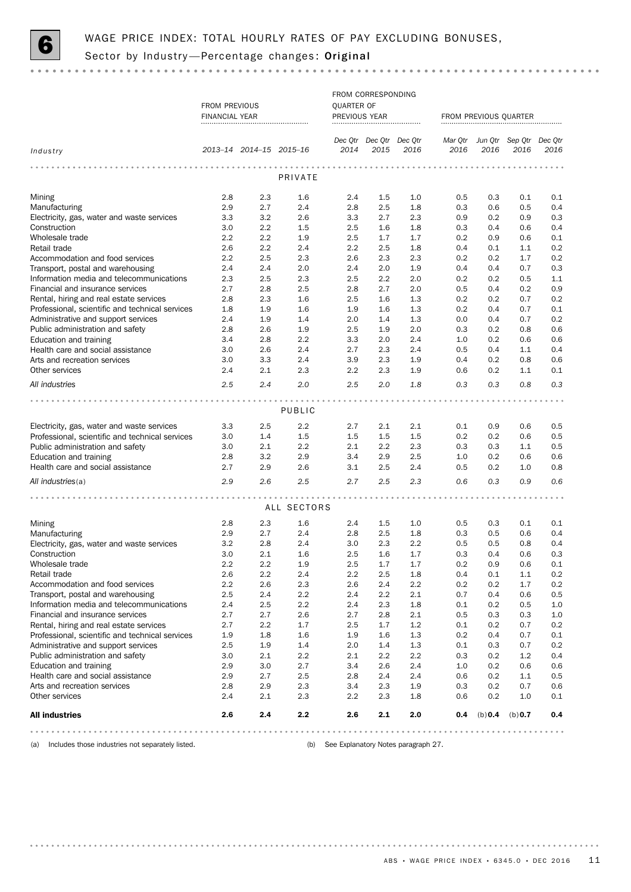# 6 WAGE PRICE INDEX: TOTAL HOURLY RATES OF PAY EXCLUDING BONUSES, Sector by Industry—Percentage changes: **Original**

| Industry | FROM PREVIOUS FINANCIAL YEAR | | | FROM CORRESPONDING QUARTER OF PREVIOUS YEAR | | | FROM PREVIOUS QUARTER | | | |
|---|---|---|---|---|---|---|---|---|---|---|
| | 2013–14 | 2014–15 | 2015–16 | Dec Qtr 2014 | Dec Qtr 2015 | Dec Qtr 2016 | Mar Qtr 2016 | Jun Qtr 2016 | Sep Qtr 2016 | Dec Qtr 2016 |
| **PRIVATE** | | | | | | | | | | |
| Mining | 2.8 | 2.3 | 1.6 | 2.4 | 1.5 | 1.0 | 0.5 | 0.3 | 0.1 | 0.1 |
| Manufacturing | 2.9 | 2.7 | 2.4 | 2.8 | 2.5 | 1.8 | 0.3 | 0.6 | 0.5 | 0.4 |
| Electricity, gas, water and waste services | 3.3 | 3.2 | 2.6 | 3.3 | 2.7 | 2.3 | 0.9 | 0.2 | 0.9 | 0.3 |
| Construction | 3.0 | 2.2 | 1.5 | 2.5 | 1.6 | 1.8 | 0.3 | 0.4 | 0.6 | 0.4 |
| Wholesale trade | 2.2 | 2.2 | 1.9 | 2.5 | 1.7 | 1.7 | 0.2 | 0.9 | 0.6 | 0.1 |
| Retail trade | 2.6 | 2.2 | 2.4 | 2.2 | 2.5 | 1.8 | 0.4 | 0.1 | 1.1 | 0.2 |
| Accommodation and food services | 2.2 | 2.5 | 2.3 | 2.6 | 2.3 | 2.3 | 0.2 | 0.2 | 1.7 | 0.2 |
| Transport, postal and warehousing | 2.4 | 2.4 | 2.0 | 2.4 | 2.0 | 1.9 | 0.4 | 0.4 | 0.7 | 0.3 |
| Information media and telecommunications | 2.3 | 2.5 | 2.3 | 2.5 | 2.2 | 2.0 | 0.2 | 0.2 | 0.5 | 1.1 |
| Financial and insurance services | 2.7 | 2.8 | 2.5 | 2.8 | 2.7 | 2.0 | 0.5 | 0.4 | 0.2 | 0.9 |
| Rental, hiring and real estate services | 2.8 | 2.3 | 1.6 | 2.5 | 1.6 | 1.3 | 0.2 | 0.2 | 0.7 | 0.2 |
| Professional, scientific and technical services | 1.8 | 1.9 | 1.6 | 1.9 | 1.6 | 1.3 | 0.2 | 0.4 | 0.7 | 0.1 |
| Administrative and support services | 2.4 | 1.9 | 1.4 | 2.0 | 1.4 | 1.3 | 0.0 | 0.4 | 0.7 | 0.2 |
| Public administration and safety | 2.8 | 2.6 | 1.9 | 2.5 | 1.9 | 2.0 | 0.3 | 0.2 | 0.8 | 0.6 |
| Education and training | 3.4 | 2.8 | 2.2 | 3.3 | 2.0 | 2.4 | 1.0 | 0.2 | 0.6 | 0.6 |
| Health care and social assistance | 3.0 | 2.6 | 2.4 | 2.7 | 2.3 | 2.4 | 0.5 | 0.4 | 1.1 | 0.4 |
| Arts and recreation services | 3.0 | 3.3 | 2.4 | 3.9 | 2.3 | 1.9 | 0.4 | 0.2 | 0.8 | 0.6 |
| Other services | 2.4 | 2.1 | 2.3 | 2.2 | 2.3 | 1.9 | 0.6 | 0.2 | 1.1 | 0.1 |
| *All industries* | *2.5* | *2.4* | *2.0* | *2.5* | *2.0* | *1.8* | *0.3* | *0.3* | *0.8* | *0.3* |
| **PUBLIC** | | | | | | | | | | |
| Electricity, gas, water and waste services | 3.3 | 2.5 | 2.2 | 2.7 | 2.1 | 2.1 | 0.1 | 0.9 | 0.6 | 0.5 |
| Professional, scientific and technical services | 3.0 | 1.4 | 1.5 | 1.5 | 1.5 | 1.5 | 0.2 | 0.2 | 0.6 | 0.5 |
| Public administration and safety | 3.0 | 2.1 | 2.2 | 2.1 | 2.2 | 2.3 | 0.3 | 0.3 | 1.1 | 0.5 |
| Education and training | 2.8 | 3.2 | 2.9 | 3.4 | 2.9 | 2.5 | 1.0 | 0.2 | 0.6 | 0.6 |
| Health care and social assistance | 2.7 | 2.9 | 2.6 | 3.1 | 2.5 | 2.4 | 0.5 | 0.2 | 1.0 | 0.8 |
| *All industries(a)* | *2.9* | *2.6* | *2.5* | *2.7* | *2.5* | *2.3* | *0.6* | *0.3* | *0.9* | *0.6* |
| **ALL SECTORS** | | | | | | | | | | |
| Mining | 2.8 | 2.3 | 1.6 | 2.4 | 1.5 | 1.0 | 0.5 | 0.3 | 0.1 | 0.1 |
| Manufacturing | 2.9 | 2.7 | 2.4 | 2.8 | 2.5 | 1.8 | 0.3 | 0.5 | 0.6 | 0.4 |
| Electricity, gas, water and waste services | 3.2 | 2.8 | 2.4 | 3.0 | 2.3 | 2.2 | 0.5 | 0.5 | 0.8 | 0.4 |
| Construction | 3.0 | 2.1 | 1.6 | 2.5 | 1.6 | 1.7 | 0.3 | 0.4 | 0.6 | 0.3 |
| Wholesale trade | 2.2 | 2.2 | 1.9 | 2.5 | 1.7 | 1.7 | 0.2 | 0.9 | 0.6 | 0.1 |
| Retail trade | 2.6 | 2.2 | 2.4 | 2.2 | 2.5 | 1.8 | 0.4 | 0.1 | 1.1 | 0.2 |
| Accommodation and food services | 2.2 | 2.6 | 2.3 | 2.6 | 2.4 | 2.2 | 0.2 | 0.2 | 1.7 | 0.2 |
| Transport, postal and warehousing | 2.5 | 2.4 | 2.2 | 2.4 | 2.2 | 2.1 | 0.7 | 0.4 | 0.6 | 0.5 |
| Information media and telecommunications | 2.4 | 2.5 | 2.2 | 2.4 | 2.3 | 1.8 | 0.1 | 0.2 | 0.5 | 1.0 |
| Financial and insurance services | 2.7 | 2.7 | 2.6 | 2.7 | 2.8 | 2.1 | 0.5 | 0.3 | 0.3 | 1.0 |
| Rental, hiring and real estate services | 2.7 | 2.2 | 1.7 | 2.5 | 1.7 | 1.2 | 0.1 | 0.2 | 0.7 | 0.2 |
| Professional, scientific and technical services | 1.9 | 1.8 | 1.6 | 1.9 | 1.6 | 1.3 | 0.2 | 0.4 | 0.7 | 0.1 |
| Administrative and support services | 2.5 | 1.9 | 1.4 | 2.0 | 1.4 | 1.3 | 0.1 | 0.3 | 0.7 | 0.2 |
| Public administration and safety | 3.0 | 2.1 | 2.2 | 2.1 | 2.2 | 2.2 | 0.3 | 0.2 | 1.2 | 0.4 |
| Education and training | 2.9 | 3.0 | 2.7 | 3.4 | 2.6 | 2.4 | 1.0 | 0.2 | 0.6 | 0.6 |
| Health care and social assistance | 2.9 | 2.7 | 2.5 | 2.8 | 2.4 | 2.4 | 0.6 | 0.2 | 1.1 | 0.5 |
| Arts and recreation services | 2.8 | 2.9 | 2.3 | 3.4 | 2.3 | 1.9 | 0.3 | 0.2 | 0.7 | 0.6 |
| Other services | 2.4 | 2.1 | 2.3 | 2.2 | 2.3 | 1.8 | 0.6 | 0.2 | 1.0 | 0.1 |
| **All industries** | **2.6** | **2.4** | **2.2** | **2.6** | **2.1** | **2.0** | **0.4** | (b)**0.4** | (b)**0.7** | **0.4** |

(a) Includes those industries not separately listed.

(b) See Explanatory Notes paragraph 27.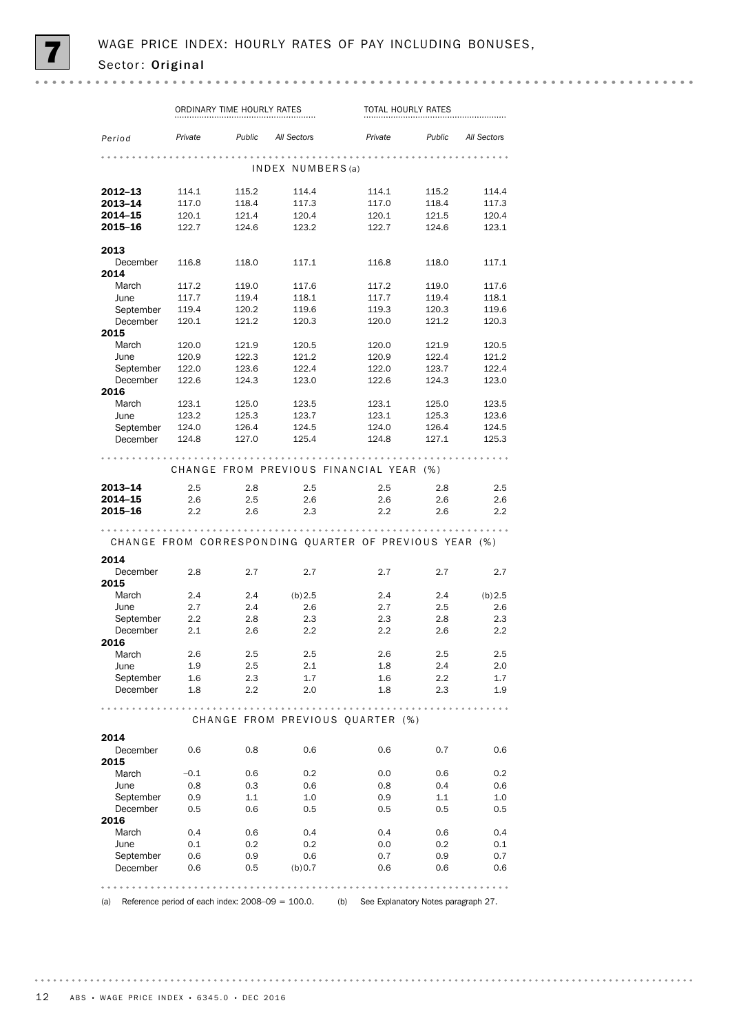# 7 WAGE PRICE INDEX: HOURLY RATES OF PAY INCLUDING BONUSES, Sector: Original

| Period | ORDINARY TIME HOURLY RATES | | | TOTAL HOURLY RATES | | |
|---|---|---|---|---|---|---|
| | *Private* | *Public* | *All Sectors* | *Private* | *Public* | *All Sectors* |
| **INDEX NUMBERS(a)** | | | | | | |
| **2012–13** | 114.1 | 115.2 | 114.4 | 114.1 | 115.2 | 114.4 |
| **2013–14** | 117.0 | 118.4 | 117.3 | 117.0 | 118.4 | 117.3 |
| **2014–15** | 120.1 | 121.4 | 120.4 | 120.1 | 121.5 | 120.4 |
| **2015–16** | 122.7 | 124.6 | 123.2 | 122.7 | 124.6 | 123.1 |
| **2013** | | | | | | |
| December | 116.8 | 118.0 | 117.1 | 116.8 | 118.0 | 117.1 |
| **2014** | | | | | | |
| March | 117.2 | 119.0 | 117.6 | 117.2 | 119.0 | 117.6 |
| June | 117.7 | 119.4 | 118.1 | 117.7 | 119.4 | 118.1 |
| September | 119.4 | 120.2 | 119.6 | 119.3 | 120.3 | 119.6 |
| December | 120.1 | 121.2 | 120.3 | 120.0 | 121.2 | 120.3 |
| **2015** | | | | | | |
| March | 120.0 | 121.9 | 120.5 | 120.0 | 121.9 | 120.5 |
| June | 120.9 | 122.3 | 121.2 | 120.9 | 122.4 | 121.2 |
| September | 122.0 | 123.6 | 122.4 | 122.0 | 123.7 | 122.4 |
| December | 122.6 | 124.3 | 123.0 | 122.6 | 124.3 | 123.0 |
| **2016** | | | | | | |
| March | 123.1 | 125.0 | 123.5 | 123.1 | 125.0 | 123.5 |
| June | 123.2 | 125.3 | 123.7 | 123.1 | 125.3 | 123.6 |
| September | 124.0 | 126.4 | 124.5 | 124.0 | 126.4 | 124.5 |
| December | 124.8 | 127.0 | 125.4 | 124.8 | 127.1 | 125.3 |
| **CHANGE FROM PREVIOUS FINANCIAL YEAR (%)** | | | | | | |
| **2013–14** | 2.5 | 2.8 | 2.5 | 2.5 | 2.8 | 2.5 |
| **2014–15** | 2.6 | 2.5 | 2.6 | 2.6 | 2.6 | 2.6 |
| **2015–16** | 2.2 | 2.6 | 2.3 | 2.2 | 2.6 | 2.2 |
| **CHANGE FROM CORRESPONDING QUARTER OF PREVIOUS YEAR (%)** | | | | | | |
| **2014** | | | | | | |
| December | 2.8 | 2.7 | 2.7 | 2.7 | 2.7 | 2.7 |
| **2015** | | | | | | |
| March | 2.4 | 2.4 | (b)2.5 | 2.4 | 2.4 | (b)2.5 |
| June | 2.7 | 2.4 | 2.6 | 2.7 | 2.5 | 2.6 |
| September | 2.2 | 2.8 | 2.3 | 2.3 | 2.8 | 2.3 |
| December | 2.1 | 2.6 | 2.2 | 2.2 | 2.6 | 2.2 |
| **2016** | | | | | | |
| March | 2.6 | 2.5 | 2.5 | 2.6 | 2.5 | 2.5 |
| June | 1.9 | 2.5 | 2.1 | 1.8 | 2.4 | 2.0 |
| September | 1.6 | 2.3 | 1.7 | 1.6 | 2.2 | 1.7 |
| December | 1.8 | 2.2 | 2.0 | 1.8 | 2.3 | 1.9 |
| **CHANGE FROM PREVIOUS QUARTER (%)** | | | | | | |
| **2014** | | | | | | |
| December | 0.6 | 0.8 | 0.6 | 0.6 | 0.7 | 0.6 |
| **2015** | | | | | | |
| March | –0.1 | 0.6 | 0.2 | 0.0 | 0.6 | 0.2 |
| June | 0.8 | 0.3 | 0.6 | 0.8 | 0.4 | 0.6 |
| September | 0.9 | 1.1 | 1.0 | 0.9 | 1.1 | 1.0 |
| December | 0.5 | 0.6 | 0.5 | 0.5 | 0.5 | 0.5 |
| **2016** | | | | | | |
| March | 0.4 | 0.6 | 0.4 | 0.4 | 0.6 | 0.4 |
| June | 0.1 | 0.2 | 0.2 | 0.0 | 0.2 | 0.1 |
| September | 0.6 | 0.9 | 0.6 | 0.7 | 0.9 | 0.7 |
| December | 0.6 | 0.5 | (b)0.7 | 0.6 | 0.6 | 0.6 |

(a) Reference period of each index: 2008–09 = 100.0. (b) See Explanatory Notes paragraph 27.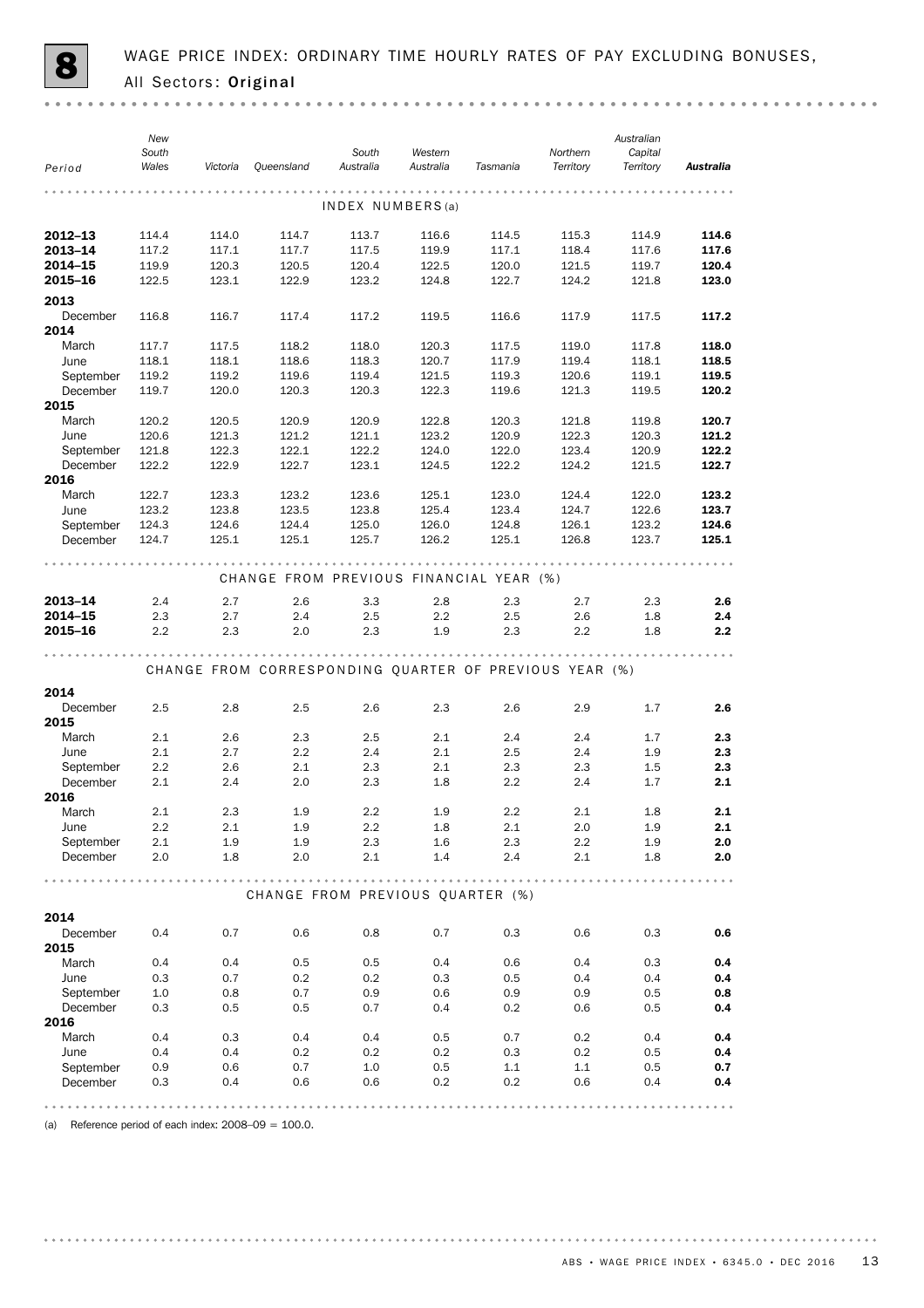# 8 WAGE PRICE INDEX: ORDINARY TIME HOURLY RATES OF PAY EXCLUDING BONUSES, All Sectors: Original

| Period | New South Wales | Victoria | Queensland | South Australia | Western Australia | Tasmania | Northern Territory | Australian Capital Territory | **Australia** |
|---|---|---|---|---|---|---|---|---|---|
| **INDEX NUMBERS(a)** | | | | | | | | | |
| **2012–13** | 114.4 | 114.0 | 114.7 | 113.7 | 116.6 | 114.5 | 115.3 | 114.9 | **114.6** |
| **2013–14** | 117.2 | 117.1 | 117.7 | 117.5 | 119.9 | 117.1 | 118.4 | 117.6 | **117.6** |
| **2014–15** | 119.9 | 120.3 | 120.5 | 120.4 | 122.5 | 120.0 | 121.5 | 119.7 | **120.4** |
| **2015–16** | 122.5 | 123.1 | 122.9 | 123.2 | 124.8 | 122.7 | 124.2 | 121.8 | **123.0** |
| **2013** | | | | | | | | | |
| December | 116.8 | 116.7 | 117.4 | 117.2 | 119.5 | 116.6 | 117.9 | 117.5 | **117.2** |
| **2014** | | | | | | | | | |
| March | 117.7 | 117.5 | 118.2 | 118.0 | 120.3 | 117.5 | 119.0 | 117.8 | **118.0** |
| June | 118.1 | 118.1 | 118.6 | 118.3 | 120.7 | 117.9 | 119.4 | 118.1 | **118.5** |
| September | 119.2 | 119.2 | 119.6 | 119.4 | 121.5 | 119.3 | 120.6 | 119.1 | **119.5** |
| December | 119.7 | 120.0 | 120.3 | 120.3 | 122.3 | 119.6 | 121.3 | 119.5 | **120.2** |
| **2015** | | | | | | | | | |
| March | 120.2 | 120.5 | 120.9 | 120.9 | 122.8 | 120.3 | 121.8 | 119.8 | **120.7** |
| June | 120.6 | 121.3 | 121.2 | 121.1 | 123.2 | 120.9 | 122.3 | 120.3 | **121.2** |
| September | 121.8 | 122.3 | 122.1 | 122.2 | 124.0 | 122.0 | 123.4 | 120.9 | **122.2** |
| December | 122.2 | 122.9 | 122.7 | 123.1 | 124.5 | 122.2 | 124.2 | 121.5 | **122.7** |
| **2016** | | | | | | | | | |
| March | 122.7 | 123.3 | 123.2 | 123.6 | 125.1 | 123.0 | 124.4 | 122.0 | **123.2** |
| June | 123.2 | 123.8 | 123.5 | 123.8 | 125.4 | 123.4 | 124.7 | 122.6 | **123.7** |
| September | 124.3 | 124.6 | 124.4 | 125.0 | 126.0 | 124.8 | 126.1 | 123.2 | **124.6** |
| December | 124.7 | 125.1 | 125.1 | 125.7 | 126.2 | 125.1 | 126.8 | 123.7 | **125.1** |
| **CHANGE FROM PREVIOUS FINANCIAL YEAR (%)** | | | | | | | | | |
| **2013–14** | 2.4 | 2.7 | 2.6 | 3.3 | 2.8 | 2.3 | 2.7 | 2.3 | **2.6** |
| **2014–15** | 2.3 | 2.7 | 2.4 | 2.5 | 2.2 | 2.5 | 2.6 | 1.8 | **2.4** |
| **2015–16** | 2.2 | 2.3 | 2.0 | 2.3 | 1.9 | 2.3 | 2.2 | 1.8 | **2.2** |
| **CHANGE FROM CORRESPONDING QUARTER OF PREVIOUS YEAR (%)** | | | | | | | | | |
| **2014** | | | | | | | | | |
| December | 2.5 | 2.8 | 2.5 | 2.6 | 2.3 | 2.6 | 2.9 | 1.7 | **2.6** |
| **2015** | | | | | | | | | |
| March | 2.1 | 2.6 | 2.3 | 2.5 | 2.1 | 2.4 | 2.4 | 1.7 | **2.3** |
| June | 2.1 | 2.7 | 2.2 | 2.4 | 2.1 | 2.5 | 2.4 | 1.9 | **2.3** |
| September | 2.2 | 2.6 | 2.1 | 2.3 | 2.1 | 2.3 | 2.3 | 1.5 | **2.3** |
| December | 2.1 | 2.4 | 2.0 | 2.3 | 1.8 | 2.2 | 2.4 | 1.7 | **2.1** |
| **2016** | | | | | | | | | |
| March | 2.1 | 2.3 | 1.9 | 2.2 | 1.9 | 2.2 | 2.1 | 1.8 | **2.1** |
| June | 2.2 | 2.1 | 1.9 | 2.2 | 1.8 | 2.1 | 2.0 | 1.9 | **2.1** |
| September | 2.1 | 1.9 | 1.9 | 2.3 | 1.6 | 2.3 | 2.2 | 1.9 | **2.0** |
| December | 2.0 | 1.8 | 2.0 | 2.1 | 1.4 | 2.4 | 2.1 | 1.8 | **2.0** |
| **CHANGE FROM PREVIOUS QUARTER (%)** | | | | | | | | | |
| **2014** | | | | | | | | | |
| December | 0.4 | 0.7 | 0.6 | 0.8 | 0.7 | 0.3 | 0.6 | 0.3 | **0.6** |
| **2015** | | | | | | | | | |
| March | 0.4 | 0.4 | 0.5 | 0.5 | 0.4 | 0.6 | 0.4 | 0.3 | **0.4** |
| June | 0.3 | 0.7 | 0.2 | 0.2 | 0.3 | 0.5 | 0.4 | 0.4 | **0.4** |
| September | 1.0 | 0.8 | 0.7 | 0.9 | 0.6 | 0.9 | 0.9 | 0.5 | **0.8** |
| December | 0.3 | 0.5 | 0.5 | 0.7 | 0.4 | 0.2 | 0.6 | 0.5 | **0.4** |
| **2016** | | | | | | | | | |
| March | 0.4 | 0.3 | 0.4 | 0.4 | 0.5 | 0.7 | 0.2 | 0.4 | **0.4** |
| June | 0.4 | 0.4 | 0.2 | 0.2 | 0.2 | 0.3 | 0.2 | 0.5 | **0.4** |
| September | 0.9 | 0.6 | 0.7 | 1.0 | 0.5 | 1.1 | 1.1 | 0.5 | **0.7** |
| December | 0.3 | 0.4 | 0.6 | 0.6 | 0.2 | 0.2 | 0.6 | 0.4 | **0.4** |

(a) Reference period of each index: 2008–09 = 100.0.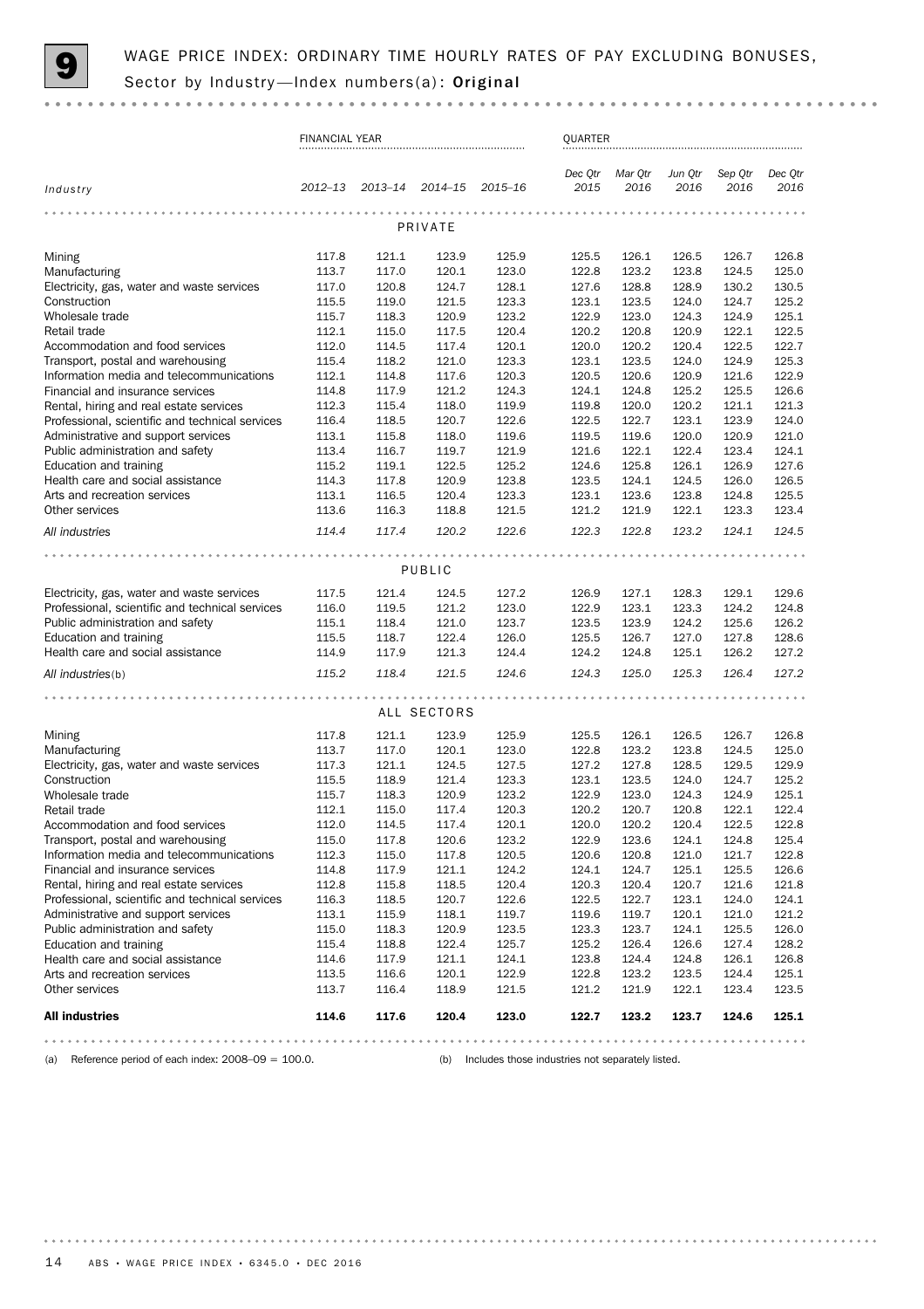# 9 WAGE PRICE INDEX: ORDINARY TIME HOURLY RATES OF PAY EXCLUDING BONUSES, Sector by Industry—Index numbers(a): **Original**

| | FINANCIAL YEAR | | | | QUARTER | | | | |
|---|---|---|---|---|---|---|---|---|---|
| *Industry* | *2012–13* | *2013–14* | *2014–15* | *2015–16* | *Dec Qtr 2015* | *Mar Qtr 2016* | *Jun Qtr 2016* | *Sep Qtr 2016* | *Dec Qtr 2016* |
| | | | | PRIVATE | | | | | |
| Mining | 117.8 | 121.1 | 123.9 | 125.9 | 125.5 | 126.1 | 126.5 | 126.7 | 126.8 |
| Manufacturing | 113.7 | 117.0 | 120.1 | 123.0 | 122.8 | 123.2 | 123.8 | 124.5 | 125.0 |
| Electricity, gas, water and waste services | 117.0 | 120.8 | 124.7 | 128.1 | 127.6 | 128.8 | 128.9 | 130.2 | 130.5 |
| Construction | 115.5 | 119.0 | 121.5 | 123.3 | 123.1 | 123.5 | 124.0 | 124.7 | 125.2 |
| Wholesale trade | 115.7 | 118.3 | 120.9 | 123.2 | 122.9 | 123.0 | 124.3 | 124.9 | 125.1 |
| Retail trade | 112.1 | 115.0 | 117.5 | 120.4 | 120.2 | 120.8 | 120.9 | 122.1 | 122.5 |
| Accommodation and food services | 112.0 | 114.5 | 117.4 | 120.1 | 120.0 | 120.2 | 120.4 | 122.5 | 122.7 |
| Transport, postal and warehousing | 115.4 | 118.2 | 121.0 | 123.3 | 123.1 | 123.5 | 124.0 | 124.9 | 125.3 |
| Information media and telecommunications | 112.1 | 114.8 | 117.6 | 120.3 | 120.5 | 120.6 | 120.9 | 121.6 | 122.9 |
| Financial and insurance services | 114.8 | 117.9 | 121.2 | 124.3 | 124.1 | 124.8 | 125.2 | 125.5 | 126.6 |
| Rental, hiring and real estate services | 112.3 | 115.4 | 118.0 | 119.9 | 119.8 | 120.0 | 120.2 | 121.1 | 121.3 |
| Professional, scientific and technical services | 116.4 | 118.5 | 120.7 | 122.6 | 122.5 | 122.7 | 123.1 | 123.9 | 124.0 |
| Administrative and support services | 113.1 | 115.8 | 118.0 | 119.6 | 119.5 | 119.6 | 120.0 | 120.9 | 121.0 |
| Public administration and safety | 113.4 | 116.7 | 119.7 | 121.9 | 121.6 | 122.1 | 122.4 | 123.4 | 124.1 |
| Education and training | 115.2 | 119.1 | 122.5 | 125.2 | 124.6 | 125.8 | 126.1 | 126.9 | 127.6 |
| Health care and social assistance | 114.3 | 117.8 | 120.9 | 123.8 | 123.5 | 124.1 | 124.5 | 126.0 | 126.5 |
| Arts and recreation services | 113.1 | 116.5 | 120.4 | 123.3 | 123.1 | 123.6 | 123.8 | 124.8 | 125.5 |
| Other services | 113.6 | 116.3 | 118.8 | 121.5 | 121.2 | 121.9 | 122.1 | 123.3 | 123.4 |
| *All industries* | *114.4* | *117.4* | *120.2* | *122.6* | *122.3* | *122.8* | *123.2* | *124.1* | *124.5* |
| | | | | PUBLIC | | | | | |
| Electricity, gas, water and waste services | 117.5 | 121.4 | 124.5 | 127.2 | 126.9 | 127.1 | 128.3 | 129.1 | 129.6 |
| Professional, scientific and technical services | 116.0 | 119.5 | 121.2 | 123.0 | 122.9 | 123.1 | 123.3 | 124.2 | 124.8 |
| Public administration and safety | 115.1 | 118.4 | 121.0 | 123.7 | 123.5 | 123.9 | 124.2 | 125.6 | 126.2 |
| Education and training | 115.5 | 118.7 | 122.4 | 126.0 | 125.5 | 126.7 | 127.0 | 127.8 | 128.6 |
| Health care and social assistance | 114.9 | 117.9 | 121.3 | 124.4 | 124.2 | 124.8 | 125.1 | 126.2 | 127.2 |
| *All industries*(b) | *115.2* | *118.4* | *121.5* | *124.6* | *124.3* | *125.0* | *125.3* | *126.4* | *127.2* |
| | | | | ALL SECTORS | | | | | |
| Mining | 117.8 | 121.1 | 123.9 | 125.9 | 125.5 | 126.1 | 126.5 | 126.7 | 126.8 |
| Manufacturing | 113.7 | 117.0 | 120.1 | 123.0 | 122.8 | 123.2 | 123.8 | 124.5 | 125.0 |
| Electricity, gas, water and waste services | 117.3 | 121.1 | 124.5 | 127.5 | 127.2 | 127.8 | 128.5 | 129.5 | 129.9 |
| Construction | 115.5 | 118.9 | 121.4 | 123.3 | 123.1 | 123.5 | 124.0 | 124.7 | 125.2 |
| Wholesale trade | 115.7 | 118.3 | 120.9 | 123.2 | 122.9 | 123.0 | 124.3 | 124.9 | 125.1 |
| Retail trade | 112.1 | 115.0 | 117.4 | 120.3 | 120.2 | 120.7 | 120.8 | 122.1 | 122.4 |
| Accommodation and food services | 112.0 | 114.5 | 117.4 | 120.1 | 120.0 | 120.2 | 120.4 | 122.5 | 122.8 |
| Transport, postal and warehousing | 115.0 | 117.8 | 120.6 | 123.2 | 122.9 | 123.6 | 124.1 | 124.8 | 125.4 |
| Information media and telecommunications | 112.3 | 115.0 | 117.8 | 120.5 | 120.6 | 120.8 | 121.0 | 121.7 | 122.8 |
| Financial and insurance services | 114.8 | 117.9 | 121.1 | 124.2 | 124.1 | 124.7 | 125.1 | 125.5 | 126.6 |
| Rental, hiring and real estate services | 112.8 | 115.8 | 118.5 | 120.4 | 120.3 | 120.4 | 120.7 | 121.6 | 121.8 |
| Professional, scientific and technical services | 116.3 | 118.5 | 120.7 | 122.6 | 122.5 | 122.7 | 123.1 | 124.0 | 124.1 |
| Administrative and support services | 113.1 | 115.9 | 118.1 | 119.7 | 119.6 | 119.7 | 120.1 | 121.0 | 121.2 |
| Public administration and safety | 115.0 | 118.3 | 120.9 | 123.5 | 123.3 | 123.7 | 124.1 | 125.5 | 126.0 |
| Education and training | 115.4 | 118.8 | 122.4 | 125.7 | 125.2 | 126.4 | 126.6 | 127.4 | 128.2 |
| Health care and social assistance | 114.6 | 117.9 | 121.1 | 124.1 | 123.8 | 124.4 | 124.8 | 126.1 | 126.8 |
| Arts and recreation services | 113.5 | 116.6 | 120.1 | 122.9 | 122.8 | 123.2 | 123.5 | 124.4 | 125.1 |
| Other services | 113.7 | 116.4 | 118.9 | 121.5 | 121.2 | 121.9 | 122.1 | 123.4 | 123.5 |
| **All industries** | **114.6** | **117.6** | **120.4** | **123.0** | **122.7** | **123.2** | **123.7** | **124.6** | **125.1** |

(a) Reference period of each index: 2008–09 = 100.0.

(b) Includes those industries not separately listed.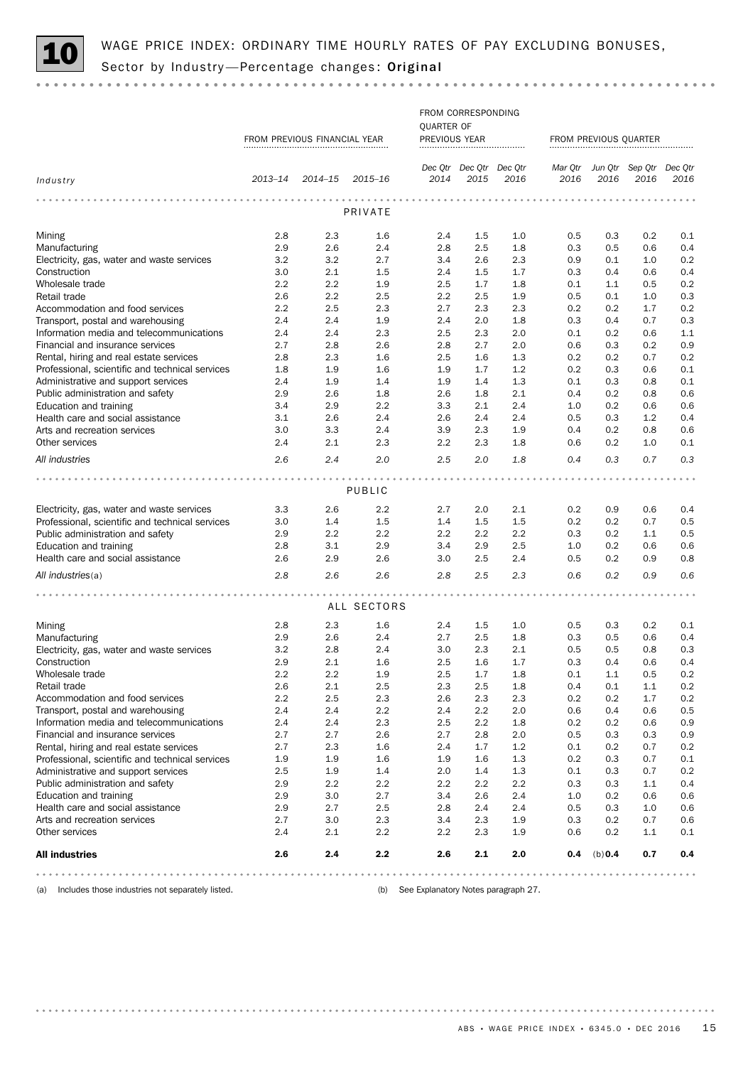# 10 WAGE PRICE INDEX: ORDINARY TIME HOURLY RATES OF PAY EXCLUDING BONUSES, Sector by Industry—Percentage changes: **Original**

| | FROM PREVIOUS FINANCIAL YEAR | | | FROM CORRESPONDING QUARTER OF PREVIOUS YEAR | | | FROM PREVIOUS QUARTER | | | |
|---|---|---|---|---|---|---|---|---|---|---|
| *Industry* | *2013–14* | *2014–15* | *2015–16* | *Dec Qtr 2014* | *Dec Qtr 2015* | *Dec Qtr 2016* | *Mar Qtr 2016* | *Jun Qtr 2016* | *Sep Qtr 2016* | *Dec Qtr 2016* |
| **PRIVATE** | | | | | | | | | | |
| Mining | 2.8 | 2.3 | 1.6 | 2.4 | 1.5 | 1.0 | 0.5 | 0.3 | 0.2 | 0.1 |
| Manufacturing | 2.9 | 2.6 | 2.4 | 2.8 | 2.5 | 1.8 | 0.3 | 0.5 | 0.6 | 0.4 |
| Electricity, gas, water and waste services | 3.2 | 3.2 | 2.7 | 3.4 | 2.6 | 2.3 | 0.9 | 0.1 | 1.0 | 0.2 |
| Construction | 3.0 | 2.1 | 1.5 | 2.4 | 1.5 | 1.7 | 0.3 | 0.4 | 0.6 | 0.4 |
| Wholesale trade | 2.2 | 2.2 | 1.9 | 2.5 | 1.7 | 1.8 | 0.1 | 1.1 | 0.5 | 0.2 |
| Retail trade | 2.6 | 2.2 | 2.5 | 2.2 | 2.5 | 1.9 | 0.5 | 0.1 | 1.0 | 0.3 |
| Accommodation and food services | 2.2 | 2.5 | 2.3 | 2.7 | 2.3 | 2.3 | 0.2 | 0.2 | 1.7 | 0.2 |
| Transport, postal and warehousing | 2.4 | 2.4 | 1.9 | 2.4 | 2.0 | 1.8 | 0.3 | 0.4 | 0.7 | 0.3 |
| Information media and telecommunications | 2.4 | 2.4 | 2.3 | 2.5 | 2.3 | 2.0 | 0.1 | 0.2 | 0.6 | 1.1 |
| Financial and insurance services | 2.7 | 2.8 | 2.6 | 2.8 | 2.7 | 2.0 | 0.6 | 0.3 | 0.2 | 0.9 |
| Rental, hiring and real estate services | 2.8 | 2.3 | 1.6 | 2.5 | 1.6 | 1.3 | 0.2 | 0.2 | 0.7 | 0.2 |
| Professional, scientific and technical services | 1.8 | 1.9 | 1.6 | 1.9 | 1.7 | 1.2 | 0.2 | 0.3 | 0.6 | 0.1 |
| Administrative and support services | 2.4 | 1.9 | 1.4 | 1.9 | 1.4 | 1.3 | 0.1 | 0.3 | 0.8 | 0.1 |
| Public administration and safety | 2.9 | 2.6 | 1.8 | 2.6 | 1.8 | 2.1 | 0.4 | 0.2 | 0.8 | 0.6 |
| Education and training | 3.4 | 2.9 | 2.2 | 3.3 | 2.1 | 2.4 | 1.0 | 0.2 | 0.6 | 0.6 |
| Health care and social assistance | 3.1 | 2.6 | 2.4 | 2.6 | 2.4 | 2.4 | 0.5 | 0.3 | 1.2 | 0.4 |
| Arts and recreation services | 3.0 | 3.3 | 2.4 | 3.9 | 2.3 | 1.9 | 0.4 | 0.2 | 0.8 | 0.6 |
| Other services | 2.4 | 2.1 | 2.3 | 2.2 | 2.3 | 1.8 | 0.6 | 0.2 | 1.0 | 0.1 |
| *All industries* | *2.6* | *2.4* | *2.0* | *2.5* | *2.0* | *1.8* | *0.4* | *0.3* | *0.7* | *0.3* |
| **PUBLIC** | | | | | | | | | | |
| Electricity, gas, water and waste services | 3.3 | 2.6 | 2.2 | 2.7 | 2.0 | 2.1 | 0.2 | 0.9 | 0.6 | 0.4 |
| Professional, scientific and technical services | 3.0 | 1.4 | 1.5 | 1.4 | 1.5 | 1.5 | 0.2 | 0.2 | 0.7 | 0.5 |
| Public administration and safety | 2.9 | 2.2 | 2.2 | 2.2 | 2.2 | 2.2 | 0.3 | 0.2 | 1.1 | 0.5 |
| Education and training | 2.8 | 3.1 | 2.9 | 3.4 | 2.9 | 2.5 | 1.0 | 0.2 | 0.6 | 0.6 |
| Health care and social assistance | 2.6 | 2.9 | 2.6 | 3.0 | 2.5 | 2.4 | 0.5 | 0.2 | 0.9 | 0.8 |
| *All industries*(a) | *2.8* | *2.6* | *2.6* | *2.8* | *2.5* | *2.3* | *0.6* | *0.2* | *0.9* | *0.6* |
| **ALL SECTORS** | | | | | | | | | | |
| Mining | 2.8 | 2.3 | 1.6 | 2.4 | 1.5 | 1.0 | 0.5 | 0.3 | 0.2 | 0.1 |
| Manufacturing | 2.9 | 2.6 | 2.4 | 2.7 | 2.5 | 1.8 | 0.3 | 0.5 | 0.6 | 0.4 |
| Electricity, gas, water and waste services | 3.2 | 2.8 | 2.4 | 3.0 | 2.3 | 2.1 | 0.5 | 0.5 | 0.8 | 0.3 |
| Construction | 2.9 | 2.1 | 1.6 | 2.5 | 1.6 | 1.7 | 0.3 | 0.4 | 0.6 | 0.4 |
| Wholesale trade | 2.2 | 2.2 | 1.9 | 2.5 | 1.7 | 1.8 | 0.1 | 1.1 | 0.5 | 0.2 |
| Retail trade | 2.6 | 2.1 | 2.5 | 2.3 | 2.5 | 1.8 | 0.4 | 0.1 | 1.1 | 0.2 |
| Accommodation and food services | 2.2 | 2.5 | 2.3 | 2.6 | 2.3 | 2.3 | 0.2 | 0.2 | 1.7 | 0.2 |
| Transport, postal and warehousing | 2.4 | 2.4 | 2.2 | 2.4 | 2.2 | 2.0 | 0.6 | 0.4 | 0.6 | 0.5 |
| Information media and telecommunications | 2.4 | 2.4 | 2.3 | 2.5 | 2.2 | 1.8 | 0.2 | 0.2 | 0.6 | 0.9 |
| Financial and insurance services | 2.7 | 2.7 | 2.6 | 2.7 | 2.8 | 2.0 | 0.5 | 0.3 | 0.3 | 0.9 |
| Rental, hiring and real estate services | 2.7 | 2.3 | 1.6 | 2.4 | 1.7 | 1.2 | 0.1 | 0.2 | 0.7 | 0.2 |
| Professional, scientific and technical services | 1.9 | 1.9 | 1.6 | 1.9 | 1.6 | 1.3 | 0.2 | 0.3 | 0.7 | 0.1 |
| Administrative and support services | 2.5 | 1.9 | 1.4 | 2.0 | 1.4 | 1.3 | 0.1 | 0.3 | 0.7 | 0.2 |
| Public administration and safety | 2.9 | 2.2 | 2.2 | 2.2 | 2.2 | 2.2 | 0.3 | 0.3 | 1.1 | 0.4 |
| Education and training | 2.9 | 3.0 | 2.7 | 3.4 | 2.6 | 2.4 | 1.0 | 0.2 | 0.6 | 0.6 |
| Health care and social assistance | 2.9 | 2.7 | 2.5 | 2.8 | 2.4 | 2.4 | 0.5 | 0.3 | 1.0 | 0.6 |
| Arts and recreation services | 2.7 | 3.0 | 2.3 | 3.4 | 2.3 | 1.9 | 0.3 | 0.2 | 0.7 | 0.6 |
| Other services | 2.4 | 2.1 | 2.2 | 2.2 | 2.3 | 1.9 | 0.6 | 0.2 | 1.1 | 0.1 |
| **All industries** | **2.6** | **2.4** | **2.2** | **2.6** | **2.1** | **2.0** | **0.4** | (b)**0.4** | **0.7** | **0.4** |

(a) Includes those industries not separately listed.

(b) See Explanatory Notes paragraph 27.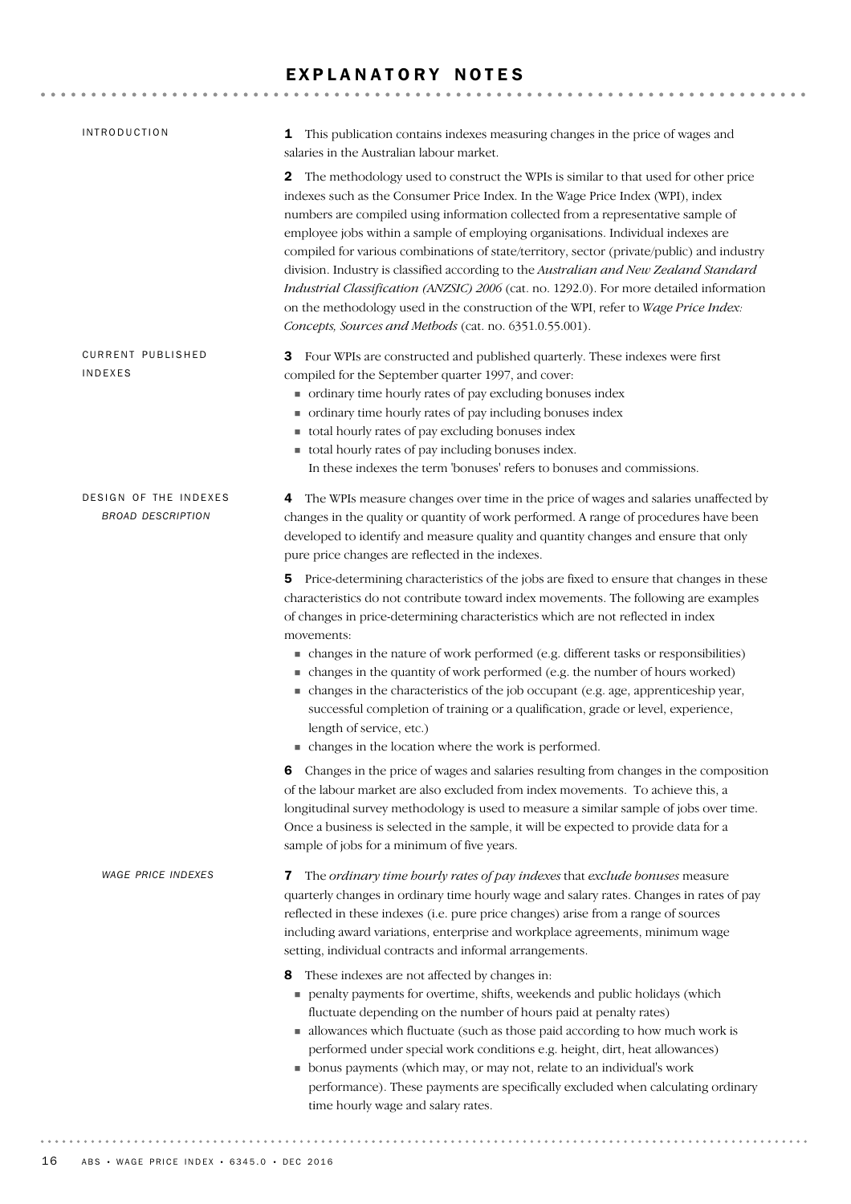# EXPLANATORY NOTES

## INTRODUCTION

**1** This publication contains indexes measuring changes in the price of wages and salaries in the Australian labour market.

**2** The methodology used to construct the WPIs is similar to that used for other price indexes such as the Consumer Price Index. In the Wage Price Index (WPI), index numbers are compiled using information collected from a representative sample of employee jobs within a sample of employing organisations. Individual indexes are compiled for various combinations of state/territory, sector (private/public) and industry division. Industry is classified according to the *Australian and New Zealand Standard Industrial Classification (ANZSIC) 2006* (cat. no. 1292.0). For more detailed information on the methodology used in the construction of the WPI, refer to *Wage Price Index: Concepts, Sources and Methods* (cat. no. 6351.0.55.001).

## CURRENT PUBLISHED INDEXES

**3** Four WPIs are constructed and published quarterly. These indexes were first compiled for the September quarter 1997, and cover:

- ordinary time hourly rates of pay excluding bonuses index
- ordinary time hourly rates of pay including bonuses index
- total hourly rates of pay excluding bonuses index
- total hourly rates of pay including bonuses index.

In these indexes the term 'bonuses' refers to bonuses and commissions.

## DESIGN OF THE INDEXES

### *BROAD DESCRIPTION*

**4** The WPIs measure changes over time in the price of wages and salaries unaffected by changes in the quality or quantity of work performed. A range of procedures have been developed to identify and measure quality and quantity changes and ensure that only pure price changes are reflected in the indexes.

**5** Price-determining characteristics of the jobs are fixed to ensure that changes in these characteristics do not contribute toward index movements. The following are examples of changes in price-determining characteristics which are not reflected in index movements:

- changes in the nature of work performed (e.g. different tasks or responsibilities)
- changes in the quantity of work performed (e.g. the number of hours worked)
- changes in the characteristics of the job occupant (e.g. age, apprenticeship year, successful completion of training or a qualification, grade or level, experience, length of service, etc.)
- changes in the location where the work is performed.

**6** Changes in the price of wages and salaries resulting from changes in the composition of the labour market are also excluded from index movements. To achieve this, a longitudinal survey methodology is used to measure a similar sample of jobs over time. Once a business is selected in the sample, it will be expected to provide data for a sample of jobs for a minimum of five years.

### *WAGE PRICE INDEXES*

**7** The *ordinary time hourly rates of pay indexes* that *exclude bonuses* measure quarterly changes in ordinary time hourly wage and salary rates. Changes in rates of pay reflected in these indexes (i.e. pure price changes) arise from a range of sources including award variations, enterprise and workplace agreements, minimum wage setting, individual contracts and informal arrangements.

**8** These indexes are not affected by changes in:

- penalty payments for overtime, shifts, weekends and public holidays (which fluctuate depending on the number of hours paid at penalty rates)
- allowances which fluctuate (such as those paid according to how much work is performed under special work conditions e.g. height, dirt, heat allowances)
- bonus payments (which may, or may not, relate to an individual's work performance). These payments are specifically excluded when calculating ordinary time hourly wage and salary rates.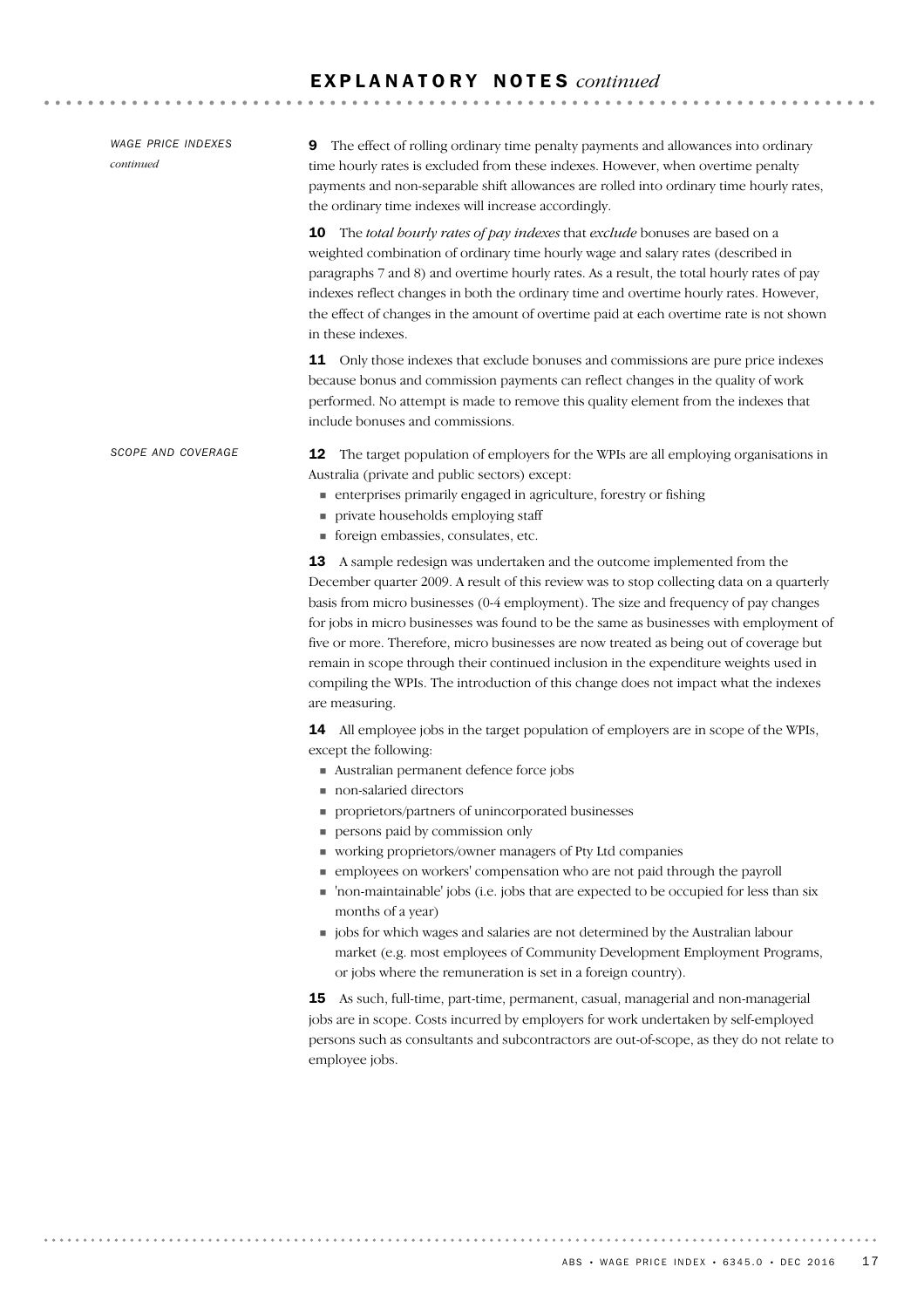## EXPLANATORY NOTES *continued*

### *WAGE PRICE INDEXES continued*

**9** The effect of rolling ordinary time penalty payments and allowances into ordinary time hourly rates is excluded from these indexes. However, when overtime penalty payments and non-separable shift allowances are rolled into ordinary time hourly rates, the ordinary time indexes will increase accordingly.

**10** The *total hourly rates of pay indexes* that *exclude* bonuses are based on a weighted combination of ordinary time hourly wage and salary rates (described in paragraphs 7 and 8) and overtime hourly rates. As a result, the total hourly rates of pay indexes reflect changes in both the ordinary time and overtime hourly rates. However, the effect of changes in the amount of overtime paid at each overtime rate is not shown in these indexes.

**11** Only those indexes that exclude bonuses and commissions are pure price indexes because bonus and commission payments can reflect changes in the quality of work performed. No attempt is made to remove this quality element from the indexes that include bonuses and commissions.

### *SCOPE AND COVERAGE*

**12** The target population of employers for the WPIs are all employing organisations in Australia (private and public sectors) except:

- enterprises primarily engaged in agriculture, forestry or fishing
- private households employing staff
- foreign embassies, consulates, etc.

**13** A sample redesign was undertaken and the outcome implemented from the December quarter 2009. A result of this review was to stop collecting data on a quarterly basis from micro businesses (0-4 employment). The size and frequency of pay changes for jobs in micro businesses was found to be the same as businesses with employment of five or more. Therefore, micro businesses are now treated as being out of coverage but remain in scope through their continued inclusion in the expenditure weights used in compiling the WPIs. The introduction of this change does not impact what the indexes are measuring.

**14** All employee jobs in the target population of employers are in scope of the WPIs, except the following:

- Australian permanent defence force jobs
- non-salaried directors
- proprietors/partners of unincorporated businesses
- persons paid by commission only
- working proprietors/owner managers of Pty Ltd companies
- employees on workers' compensation who are not paid through the payroll
- 'non-maintainable' jobs (i.e. jobs that are expected to be occupied for less than six months of a year)
- jobs for which wages and salaries are not determined by the Australian labour market (e.g. most employees of Community Development Employment Programs, or jobs where the remuneration is set in a foreign country).

**15** As such, full-time, part-time, permanent, casual, managerial and non-managerial jobs are in scope. Costs incurred by employers for work undertaken by self-employed persons such as consultants and subcontractors are out-of-scope, as they do not relate to employee jobs.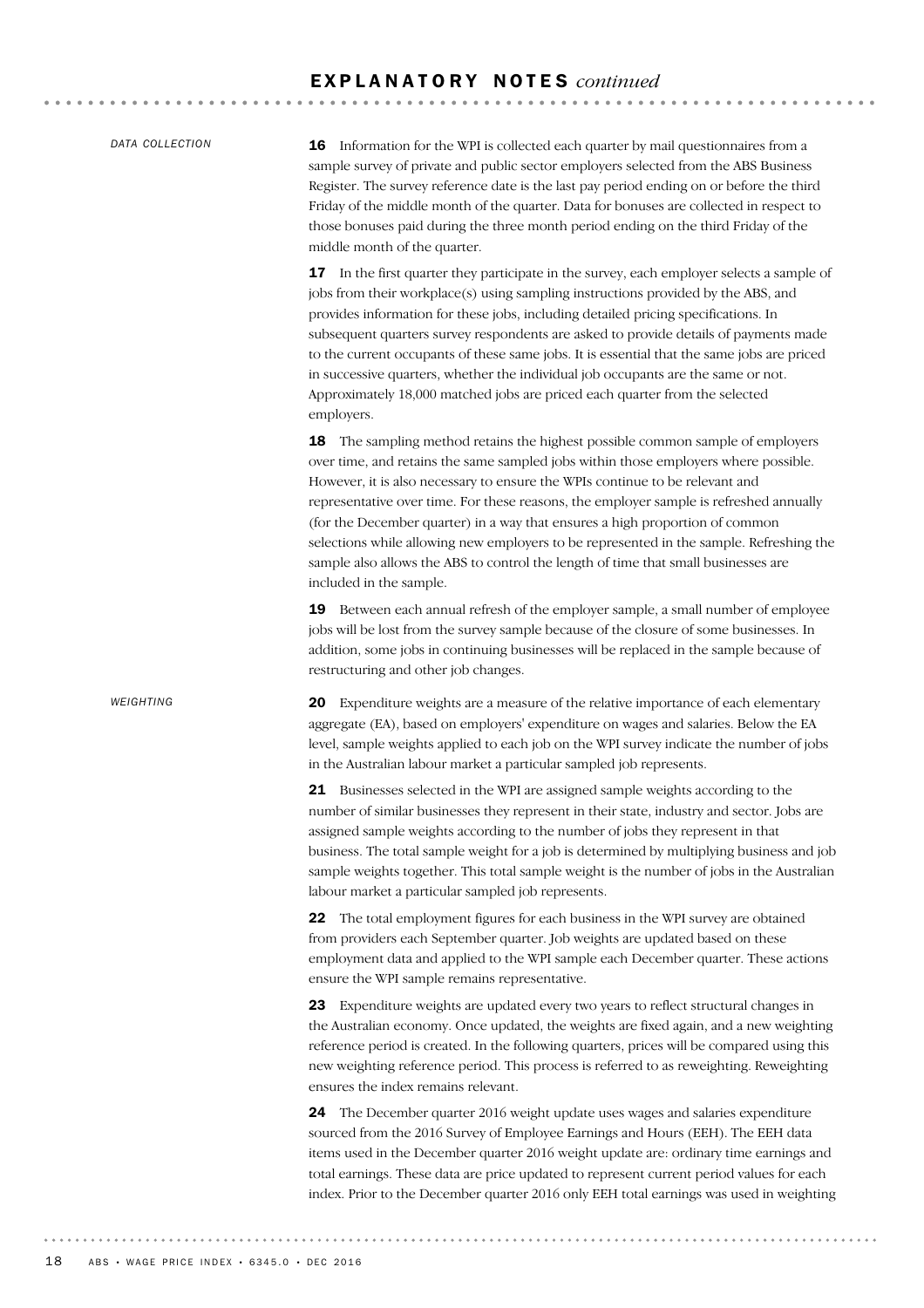## EXPLANATORY NOTES *continued*

### DATA COLLECTION

**16** Information for the WPI is collected each quarter by mail questionnaires from a sample survey of private and public sector employers selected from the ABS Business Register. The survey reference date is the last pay period ending on or before the third Friday of the middle month of the quarter. Data for bonuses are collected in respect to those bonuses paid during the three month period ending on the third Friday of the middle month of the quarter.

**17** In the first quarter they participate in the survey, each employer selects a sample of jobs from their workplace(s) using sampling instructions provided by the ABS, and provides information for these jobs, including detailed pricing specifications. In subsequent quarters survey respondents are asked to provide details of payments made to the current occupants of these same jobs. It is essential that the same jobs are priced in successive quarters, whether the individual job occupants are the same or not. Approximately 18,000 matched jobs are priced each quarter from the selected employers.

**18** The sampling method retains the highest possible common sample of employers over time, and retains the same sampled jobs within those employers where possible. However, it is also necessary to ensure the WPIs continue to be relevant and representative over time. For these reasons, the employer sample is refreshed annually (for the December quarter) in a way that ensures a high proportion of common selections while allowing new employers to be represented in the sample. Refreshing the sample also allows the ABS to control the length of time that small businesses are included in the sample.

**19** Between each annual refresh of the employer sample, a small number of employee jobs will be lost from the survey sample because of the closure of some businesses. In addition, some jobs in continuing businesses will be replaced in the sample because of restructuring and other job changes.

### WEIGHTING

**20** Expenditure weights are a measure of the relative importance of each elementary aggregate (EA), based on employers' expenditure on wages and salaries. Below the EA level, sample weights applied to each job on the WPI survey indicate the number of jobs in the Australian labour market a particular sampled job represents.

**21** Businesses selected in the WPI are assigned sample weights according to the number of similar businesses they represent in their state, industry and sector. Jobs are assigned sample weights according to the number of jobs they represent in that business. The total sample weight for a job is determined by multiplying business and job sample weights together. This total sample weight is the number of jobs in the Australian labour market a particular sampled job represents.

**22** The total employment figures for each business in the WPI survey are obtained from providers each September quarter. Job weights are updated based on these employment data and applied to the WPI sample each December quarter. These actions ensure the WPI sample remains representative.

**23** Expenditure weights are updated every two years to reflect structural changes in the Australian economy. Once updated, the weights are fixed again, and a new weighting reference period is created. In the following quarters, prices will be compared using this new weighting reference period. This process is referred to as reweighting. Reweighting ensures the index remains relevant.

**24** The December quarter 2016 weight update uses wages and salaries expenditure sourced from the 2016 Survey of Employee Earnings and Hours (EEH). The EEH data items used in the December quarter 2016 weight update are: ordinary time earnings and total earnings. These data are price updated to represent current period values for each index. Prior to the December quarter 2016 only EEH total earnings was used in weighting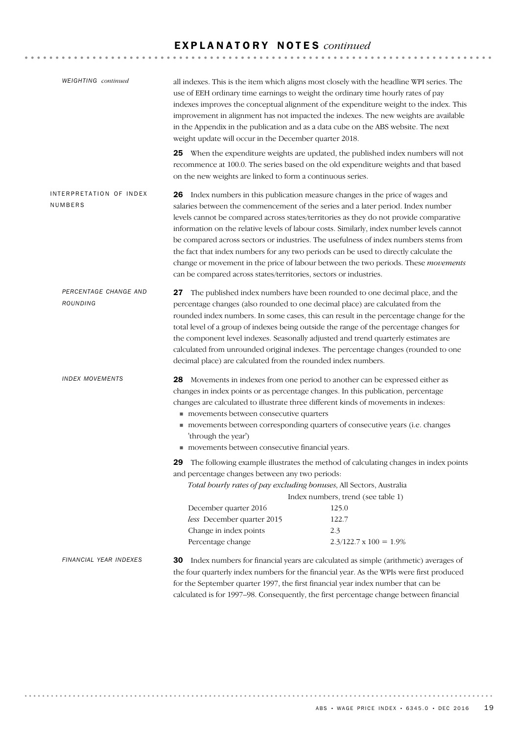## EXPLANATORY NOTES *continued*

*WEIGHTING continued*

all indexes. This is the item which aligns most closely with the headline WPI series. The use of EEH ordinary time earnings to weight the ordinary time hourly rates of pay indexes improves the conceptual alignment of the expenditure weight to the index. This improvement in alignment has not impacted the indexes. The new weights are available in the Appendix in the publication and as a data cube on the ABS website. The next weight update will occur in the December quarter 2018.

**25** When the expenditure weights are updated, the published index numbers will not recommence at 100.0. The series based on the old expenditure weights and that based on the new weights are linked to form a continuous series.

### INTERPRETATION OF INDEX NUMBERS

**26** Index numbers in this publication measure changes in the price of wages and salaries between the commencement of the series and a later period. Index number levels cannot be compared across states/territories as they do not provide comparative information on the relative levels of labour costs. Similarly, index number levels cannot be compared across sectors or industries. The usefulness of index numbers stems from the fact that index numbers for any two periods can be used to directly calculate the change or movement in the price of labour between the two periods. These *movements* can be compared across states/territories, sectors or industries.

*PERCENTAGE CHANGE AND ROUNDING*

**27** The published index numbers have been rounded to one decimal place, and the percentage changes (also rounded to one decimal place) are calculated from the rounded index numbers. In some cases, this can result in the percentage change for the total level of a group of indexes being outside the range of the percentage changes for the component level indexes. Seasonally adjusted and trend quarterly estimates are calculated from unrounded original indexes. The percentage changes (rounded to one decimal place) are calculated from the rounded index numbers.

*INDEX MOVEMENTS*

**28** Movements in indexes from one period to another can be expressed either as changes in index points or as percentage changes. In this publication, percentage changes are calculated to illustrate three different kinds of movements in indexes:

- movements between consecutive quarters
- movements between corresponding quarters of consecutive years (i.e. changes 'through the year')
- movements between consecutive financial years.

**29** The following example illustrates the method of calculating changes in index points and percentage changes between any two periods:

*Total hourly rates of pay excluding bonuses*, All Sectors, Australia

| | Index numbers, trend (see table 1) |
|---|---|
| December quarter 2016 | 125.0 |
| *less* December quarter 2015 | 122.7 |
| Change in index points | 2.3 |
| Percentage change | 2.3/122.7 x 100 = 1.9% |

*FINANCIAL YEAR INDEXES*

**30** Index numbers for financial years are calculated as simple (arithmetic) averages of the four quarterly index numbers for the financial year. As the WPIs were first produced for the September quarter 1997, the first financial year index number that can be calculated is for 1997–98. Consequently, the first percentage change between financial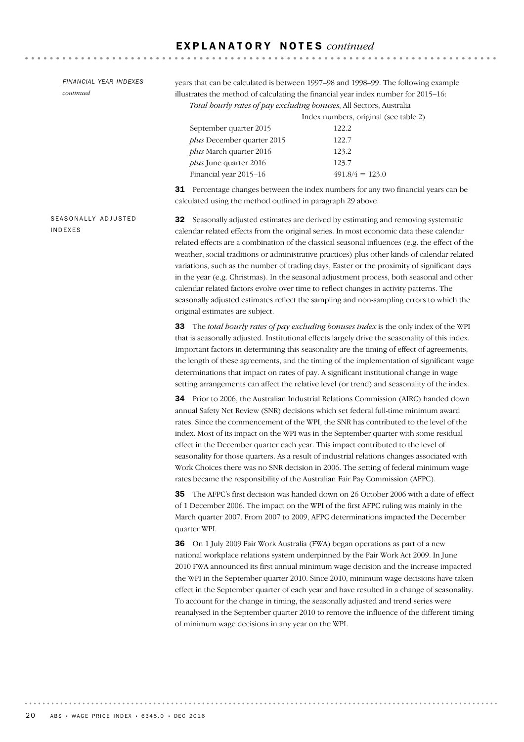# EXPLANATORY NOTES *continued*

*FINANCIAL YEAR INDEXES continued*

years that can be calculated is between 1997–98 and 1998–99. The following example illustrates the method of calculating the financial year index number for 2015–16:

*Total hourly rates of pay excluding bonuses*, All Sectors, Australia

| | Index numbers, original (see table 2) |
|---|---|
| September quarter 2015 | 122.2 |
| *plus* December quarter 2015 | 122.7 |
| *plus* March quarter 2016 | 123.2 |
| *plus* June quarter 2016 | 123.7 |
| Financial year 2015–16 | 491.8/4 = 123.0 |

**31** Percentage changes between the index numbers for any two financial years can be calculated using the method outlined in paragraph 29 above.

## SEASONALLY ADJUSTED INDEXES

**32** Seasonally adjusted estimates are derived by estimating and removing systematic calendar related effects from the original series. In most economic data these calendar related effects are a combination of the classical seasonal influences (e.g. the effect of the weather, social traditions or administrative practices) plus other kinds of calendar related variations, such as the number of trading days, Easter or the proximity of significant days in the year (e.g. Christmas). In the seasonal adjustment process, both seasonal and other calendar related factors evolve over time to reflect changes in activity patterns. The seasonally adjusted estimates reflect the sampling and non-sampling errors to which the original estimates are subject.

**33** The *total hourly rates of pay excluding bonuses index* is the only index of the WPI that is seasonally adjusted. Institutional effects largely drive the seasonality of this index. Important factors in determining this seasonality are the timing of effect of agreements, the length of these agreements, and the timing of the implementation of significant wage determinations that impact on rates of pay. A significant institutional change in wage setting arrangements can affect the relative level (or trend) and seasonality of the index.

**34** Prior to 2006, the Australian Industrial Relations Commission (AIRC) handed down annual Safety Net Review (SNR) decisions which set federal full-time minimum award rates. Since the commencement of the WPI, the SNR has contributed to the level of the index. Most of its impact on the WPI was in the September quarter with some residual effect in the December quarter each year. This impact contributed to the level of seasonality for those quarters. As a result of industrial relations changes associated with Work Choices there was no SNR decision in 2006. The setting of federal minimum wage rates became the responsibility of the Australian Fair Pay Commission (AFPC).

**35** The AFPC's first decision was handed down on 26 October 2006 with a date of effect of 1 December 2006. The impact on the WPI of the first AFPC ruling was mainly in the March quarter 2007. From 2007 to 2009, AFPC determinations impacted the December quarter WPI.

**36** On 1 July 2009 Fair Work Australia (FWA) began operations as part of a new national workplace relations system underpinned by the Fair Work Act 2009. In June 2010 FWA announced its first annual minimum wage decision and the increase impacted the WPI in the September quarter 2010. Since 2010, minimum wage decisions have taken effect in the September quarter of each year and have resulted in a change of seasonality. To account for the change in timing, the seasonally adjusted and trend series were reanalysed in the September quarter 2010 to remove the influence of the different timing of minimum wage decisions in any year on the WPI.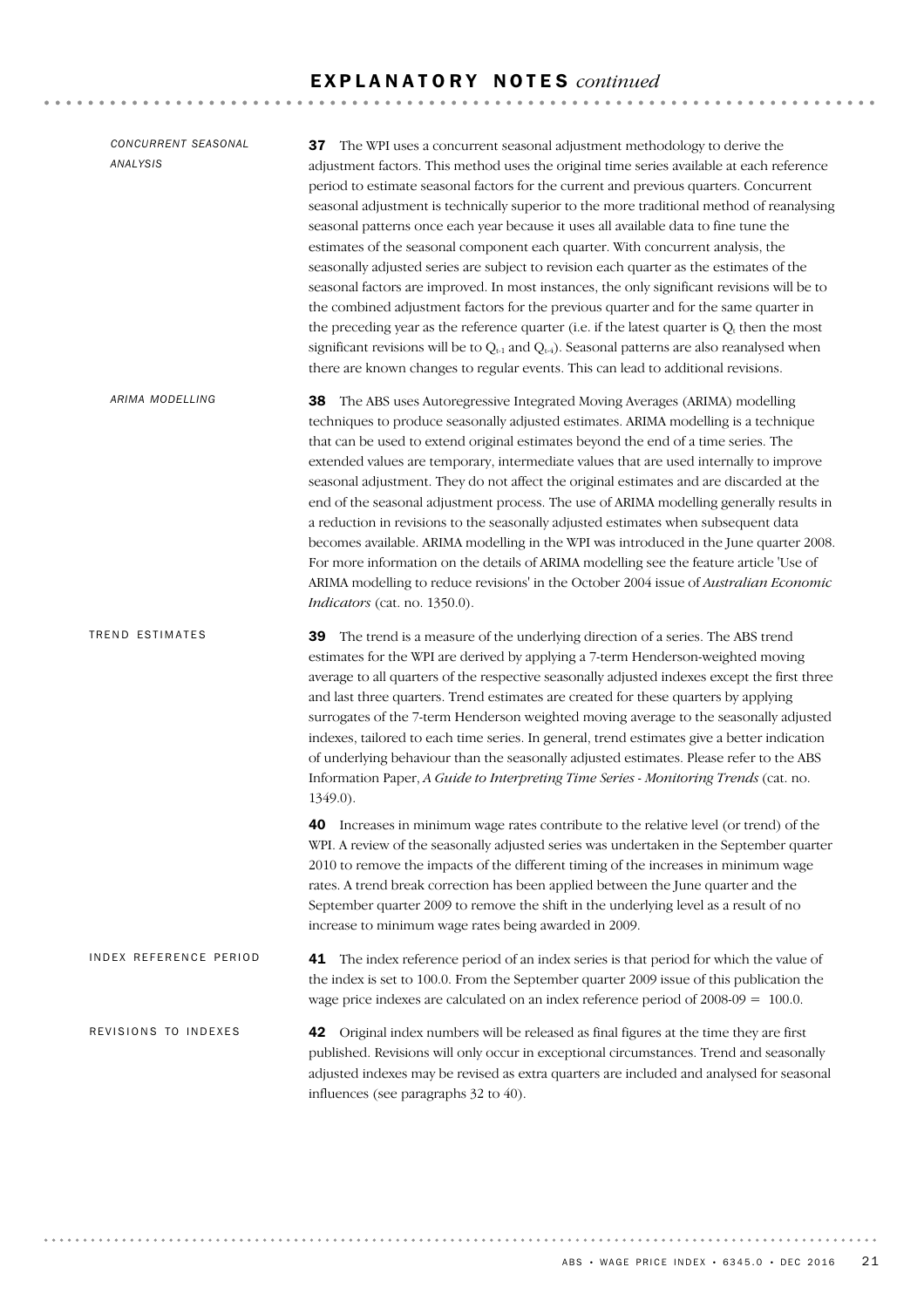## EXPLANATORY NOTES *continued*

### *CONCURRENT SEASONAL ANALYSIS*

**37** The WPI uses a concurrent seasonal adjustment methodology to derive the adjustment factors. This method uses the original time series available at each reference period to estimate seasonal factors for the current and previous quarters. Concurrent seasonal adjustment is technically superior to the more traditional method of reanalysing seasonal patterns once each year because it uses all available data to fine tune the estimates of the seasonal component each quarter. With concurrent analysis, the seasonally adjusted series are subject to revision each quarter as the estimates of the seasonal factors are improved. In most instances, the only significant revisions will be to the combined adjustment factors for the previous quarter and for the same quarter in the preceding year as the reference quarter (i.e. if the latest quarter is $Q_t$ then the most significant revisions will be to $Q_{t-1}$ and $Q_{t-4}$). Seasonal patterns are also reanalysed when there are known changes to regular events. This can lead to additional revisions.

### *ARIMA MODELLING*

**38** The ABS uses Autoregressive Integrated Moving Averages (ARIMA) modelling techniques to produce seasonally adjusted estimates. ARIMA modelling is a technique that can be used to extend original estimates beyond the end of a time series. The extended values are temporary, intermediate values that are used internally to improve seasonal adjustment. They do not affect the original estimates and are discarded at the end of the seasonal adjustment process. The use of ARIMA modelling generally results in a reduction in revisions to the seasonally adjusted estimates when subsequent data becomes available. ARIMA modelling in the WPI was introduced in the June quarter 2008. For more information on the details of ARIMA modelling see the feature article 'Use of ARIMA modelling to reduce revisions' in the October 2004 issue of *Australian Economic Indicators* (cat. no. 1350.0).

### TREND ESTIMATES

**39** The trend is a measure of the underlying direction of a series. The ABS trend estimates for the WPI are derived by applying a 7-term Henderson-weighted moving average to all quarters of the respective seasonally adjusted indexes except the first three and last three quarters. Trend estimates are created for these quarters by applying surrogates of the 7-term Henderson weighted moving average to the seasonally adjusted indexes, tailored to each time series. In general, trend estimates give a better indication of underlying behaviour than the seasonally adjusted estimates. Please refer to the ABS Information Paper, *A Guide to Interpreting Time Series - Monitoring Trends* (cat. no. 1349.0).

**40** Increases in minimum wage rates contribute to the relative level (or trend) of the WPI. A review of the seasonally adjusted series was undertaken in the September quarter 2010 to remove the impacts of the different timing of the increases in minimum wage rates. A trend break correction has been applied between the June quarter and the September quarter 2009 to remove the shift in the underlying level as a result of no increase to minimum wage rates being awarded in 2009.

### INDEX REFERENCE PERIOD

**41** The index reference period of an index series is that period for which the value of the index is set to 100.0. From the September quarter 2009 issue of this publication the wage price indexes are calculated on an index reference period of 2008-09 = 100.0.

### REVISIONS TO INDEXES

**42** Original index numbers will be released as final figures at the time they are first published. Revisions will only occur in exceptional circumstances. Trend and seasonally adjusted indexes may be revised as extra quarters are included and analysed for seasonal influences (see paragraphs 32 to 40).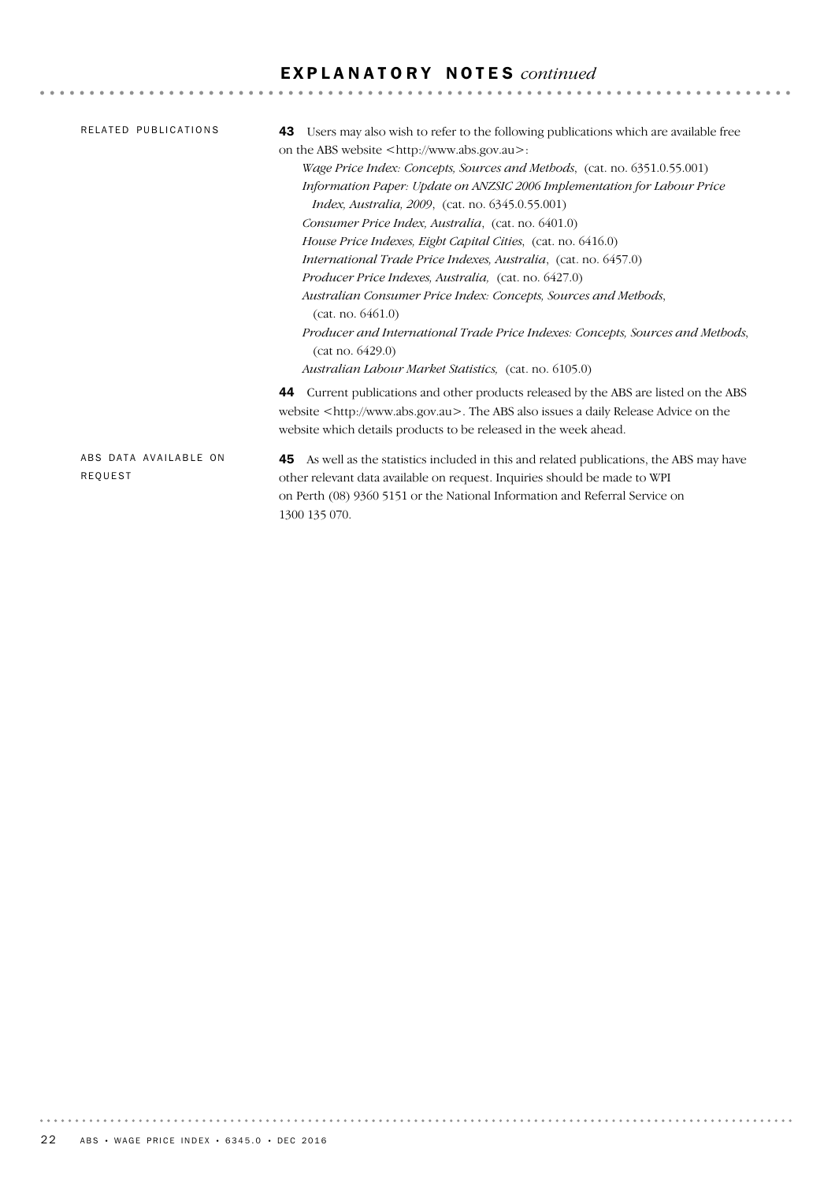## EXPLANATORY NOTES *continued*

### RELATED PUBLICATIONS

**43** Users may also wish to refer to the following publications which are available free on the ABS website <http://www.abs.gov.au>:

*Wage Price Index: Concepts, Sources and Methods*, (cat. no. 6351.0.55.001)
*Information Paper: Update on ANZSIC 2006 Implementation for Labour Price Index, Australia, 2009*, (cat. no. 6345.0.55.001)
*Consumer Price Index, Australia*, (cat. no. 6401.0)
*House Price Indexes, Eight Capital Cities*, (cat. no. 6416.0)
*International Trade Price Indexes, Australia*, (cat. no. 6457.0)
*Producer Price Indexes, Australia*, (cat. no. 6427.0)
*Australian Consumer Price Index: Concepts, Sources and Methods*, (cat. no. 6461.0)
*Producer and International Trade Price Indexes: Concepts, Sources and Methods*, (cat no. 6429.0)
*Australian Labour Market Statistics*, (cat. no. 6105.0)

**44** Current publications and other products released by the ABS are listed on the ABS website <http://www.abs.gov.au>. The ABS also issues a daily Release Advice on the website which details products to be released in the week ahead.

### ABS DATA AVAILABLE ON REQUEST

**45** As well as the statistics included in this and related publications, the ABS may have other relevant data available on request. Inquiries should be made to WPI on Perth (08) 9360 5151 or the National Information and Referral Service on 1300 135 070.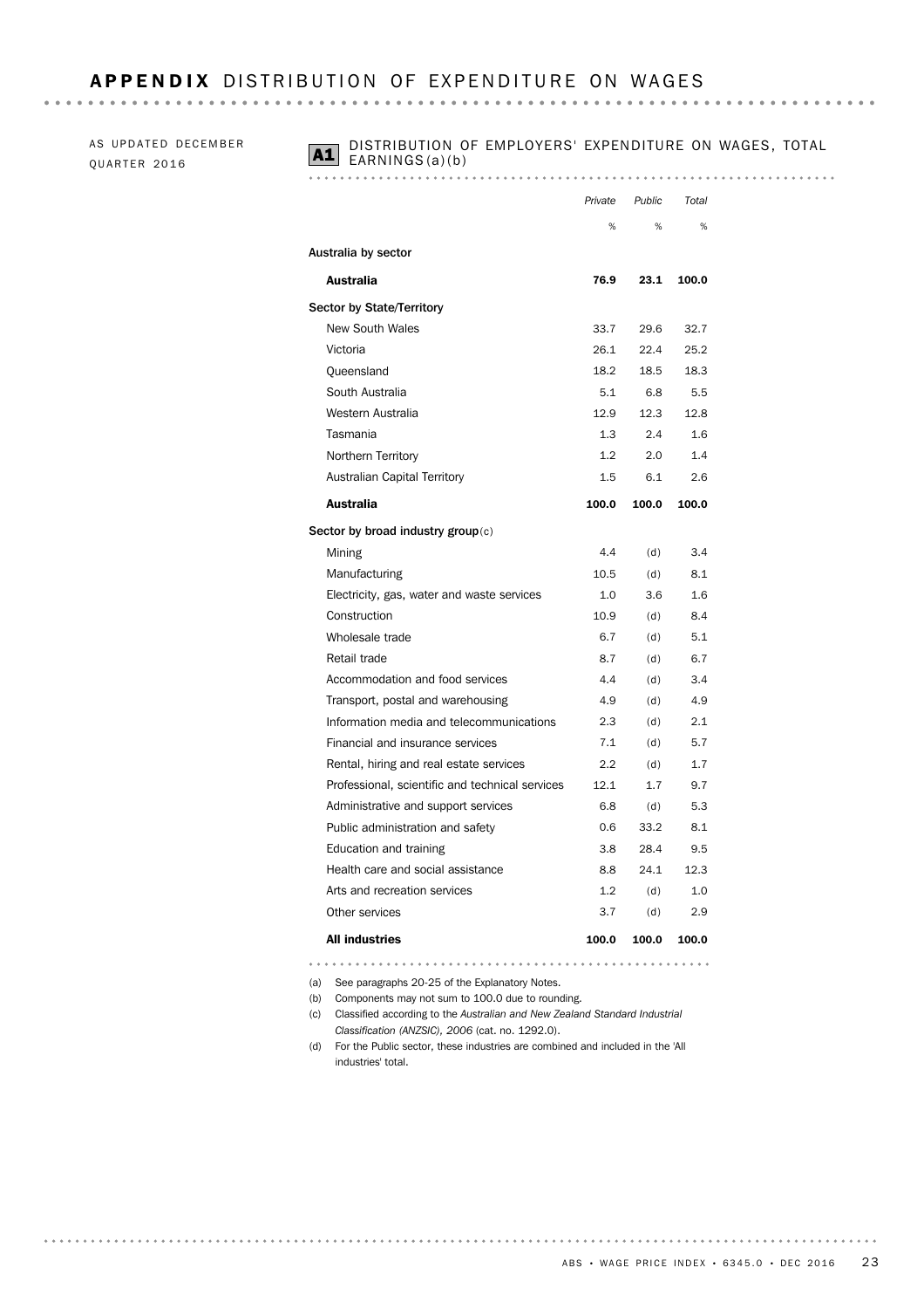# APPENDIX DISTRIBUTION OF EXPENDITURE ON WAGES

AS UPDATED DECEMBER QUARTER 2016

## A1 DISTRIBUTION OF EMPLOYERS' EXPENDITURE ON WAGES, TOTAL EARNINGS(a)(b)

| | *Private* | *Public* | *Total* |
|---|---|---|---|
| | % | % | % |
| **Australia by sector** | | | |
| **Australia** | **76.9** | **23.1** | **100.0** |
| **Sector by State/Territory** | | | |
| New South Wales | 33.7 | 29.6 | 32.7 |
| Victoria | 26.1 | 22.4 | 25.2 |
| Queensland | 18.2 | 18.5 | 18.3 |
| South Australia | 5.1 | 6.8 | 5.5 |
| Western Australia | 12.9 | 12.3 | 12.8 |
| Tasmania | 1.3 | 2.4 | 1.6 |
| Northern Territory | 1.2 | 2.0 | 1.4 |
| Australian Capital Territory | 1.5 | 6.1 | 2.6 |
| **Australia** | **100.0** | **100.0** | **100.0** |
| **Sector by broad industry group**(c) | | | |
| Mining | 4.4 | (d) | 3.4 |
| Manufacturing | 10.5 | (d) | 8.1 |
| Electricity, gas, water and waste services | 1.0 | 3.6 | 1.6 |
| Construction | 10.9 | (d) | 8.4 |
| Wholesale trade | 6.7 | (d) | 5.1 |
| Retail trade | 8.7 | (d) | 6.7 |
| Accommodation and food services | 4.4 | (d) | 3.4 |
| Transport, postal and warehousing | 4.9 | (d) | 4.9 |
| Information media and telecommunications | 2.3 | (d) | 2.1 |
| Financial and insurance services | 7.1 | (d) | 5.7 |
| Rental, hiring and real estate services | 2.2 | (d) | 1.7 |
| Professional, scientific and technical services | 12.1 | 1.7 | 9.7 |
| Administrative and support services | 6.8 | (d) | 5.3 |
| Public administration and safety | 0.6 | 33.2 | 8.1 |
| Education and training | 3.8 | 28.4 | 9.5 |
| Health care and social assistance | 8.8 | 24.1 | 12.3 |
| Arts and recreation services | 1.2 | (d) | 1.0 |
| Other services | 3.7 | (d) | 2.9 |
| **All industries** | **100.0** | **100.0** | **100.0** |

(a) See paragraphs 20-25 of the Explanatory Notes.
(b) Components may not sum to 100.0 due to rounding.
(c) Classified according to the *Australian and New Zealand Standard Industrial Classification (ANZSIC), 2006* (cat. no. 1292.0).
(d) For the Public sector, these industries are combined and included in the 'All industries' total.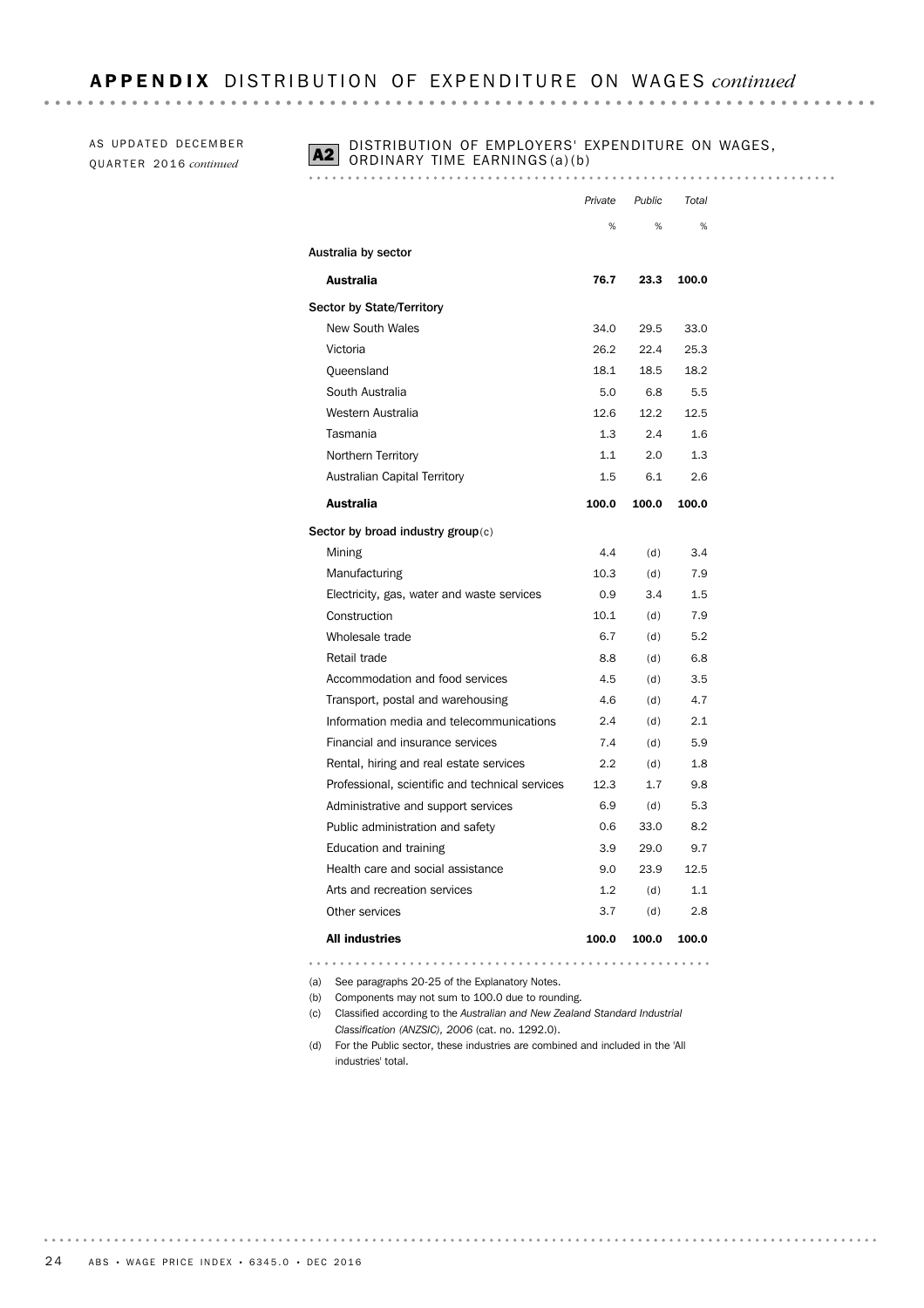# APPENDIX DISTRIBUTION OF EXPENDITURE ON WAGES *continued*

AS UPDATED DECEMBER QUARTER 2016 *continued*

**A2** DISTRIBUTION OF EMPLOYERS' EXPENDITURE ON WAGES, ORDINARY TIME EARNINGS(a)(b)

| | *Private* | *Public* | *Total* |
|---|---|---|---|
| | % | % | % |
| **Australia by sector** | | | |
| **Australia** | **76.7** | **23.3** | **100.0** |
| **Sector by State/Territory** | | | |
| New South Wales | 34.0 | 29.5 | 33.0 |
| Victoria | 26.2 | 22.4 | 25.3 |
| Queensland | 18.1 | 18.5 | 18.2 |
| South Australia | 5.0 | 6.8 | 5.5 |
| Western Australia | 12.6 | 12.2 | 12.5 |
| Tasmania | 1.3 | 2.4 | 1.6 |
| Northern Territory | 1.1 | 2.0 | 1.3 |
| Australian Capital Territory | 1.5 | 6.1 | 2.6 |
| **Australia** | **100.0** | **100.0** | **100.0** |
| **Sector by broad industry group**(c) | | | |
| Mining | 4.4 | (d) | 3.4 |
| Manufacturing | 10.3 | (d) | 7.9 |
| Electricity, gas, water and waste services | 0.9 | 3.4 | 1.5 |
| Construction | 10.1 | (d) | 7.9 |
| Wholesale trade | 6.7 | (d) | 5.2 |
| Retail trade | 8.8 | (d) | 6.8 |
| Accommodation and food services | 4.5 | (d) | 3.5 |
| Transport, postal and warehousing | 4.6 | (d) | 4.7 |
| Information media and telecommunications | 2.4 | (d) | 2.1 |
| Financial and insurance services | 7.4 | (d) | 5.9 |
| Rental, hiring and real estate services | 2.2 | (d) | 1.8 |
| Professional, scientific and technical services | 12.3 | 1.7 | 9.8 |
| Administrative and support services | 6.9 | (d) | 5.3 |
| Public administration and safety | 0.6 | 33.0 | 8.2 |
| Education and training | 3.9 | 29.0 | 9.7 |
| Health care and social assistance | 9.0 | 23.9 | 12.5 |
| Arts and recreation services | 1.2 | (d) | 1.1 |
| Other services | 3.7 | (d) | 2.8 |
| **All industries** | **100.0** | **100.0** | **100.0** |

(a) See paragraphs 20-25 of the Explanatory Notes.

(b) Components may not sum to 100.0 due to rounding.

(c) Classified according to the *Australian and New Zealand Standard Industrial Classification (ANZSIC), 2006* (cat. no. 1292.0).

(d) For the Public sector, these industries are combined and included in the 'All industries' total.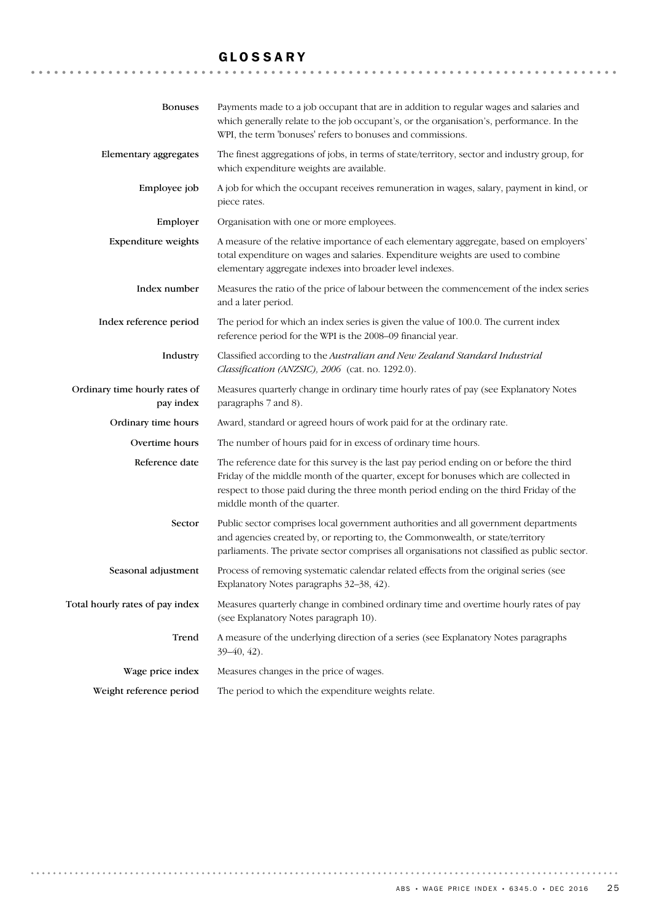# GLOSSARY

**Bonuses**
Payments made to a job occupant that are in addition to regular wages and salaries and which generally relate to the job occupant's, or the organisation's, performance. In the WPI, the term 'bonuses' refers to bonuses and commissions.

**Elementary aggregates**
The finest aggregations of jobs, in terms of state/territory, sector and industry group, for which expenditure weights are available.

**Employee job**
A job for which the occupant receives remuneration in wages, salary, payment in kind, or piece rates.

**Employer**
Organisation with one or more employees.

**Expenditure weights**
A measure of the relative importance of each elementary aggregate, based on employers' total expenditure on wages and salaries. Expenditure weights are used to combine elementary aggregate indexes into broader level indexes.

**Index number**
Measures the ratio of the price of labour between the commencement of the index series and a later period.

**Index reference period**
The period for which an index series is given the value of 100.0. The current index reference period for the WPI is the 2008–09 financial year.

**Industry**
Classified according to the *Australian and New Zealand Standard Industrial Classification (ANZSIC), 2006* (cat. no. 1292.0).

**Ordinary time hourly rates of pay index**
Measures quarterly change in ordinary time hourly rates of pay (see Explanatory Notes paragraphs 7 and 8).

**Ordinary time hours**
Award, standard or agreed hours of work paid for at the ordinary rate.

**Overtime hours**
The number of hours paid for in excess of ordinary time hours.

**Reference date**
The reference date for this survey is the last pay period ending on or before the third Friday of the middle month of the quarter, except for bonuses which are collected in respect to those paid during the three month period ending on the third Friday of the middle month of the quarter.

**Sector**
Public sector comprises local government authorities and all government departments and agencies created by, or reporting to, the Commonwealth, or state/territory parliaments. The private sector comprises all organisations not classified as public sector.

**Seasonal adjustment**
Process of removing systematic calendar related effects from the original series (see Explanatory Notes paragraphs 32–38, 42).

**Total hourly rates of pay index**
Measures quarterly change in combined ordinary time and overtime hourly rates of pay (see Explanatory Notes paragraph 10).

**Trend**
A measure of the underlying direction of a series (see Explanatory Notes paragraphs 39–40, 42).

**Wage price index**
Measures changes in the price of wages.

**Weight reference period**
The period to which the expenditure weights relate.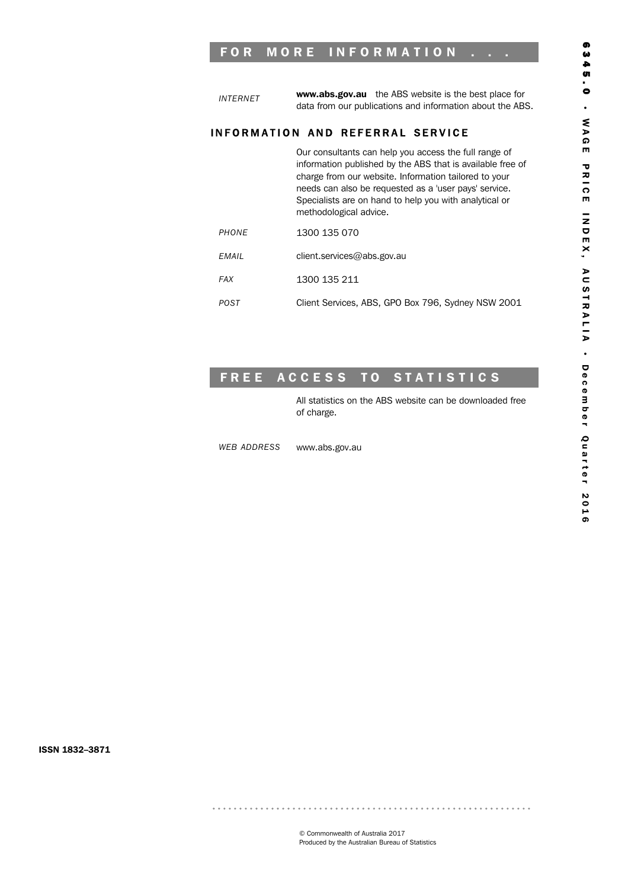## FOR MORE INFORMATION . . .

*INTERNET* **www.abs.gov.au** the ABS website is the best place for data from our publications and information about the ABS.

### INFORMATION AND REFERRAL SERVICE

Our consultants can help you access the full range of information published by the ABS that is available free of charge from our website. Information tailored to your needs can also be requested as a 'user pays' service. Specialists are on hand to help you with analytical or methodological advice.

| | |
|---|---|
| *PHONE* | 1300 135 070 |
| *EMAIL* | client.services@abs.gov.au |
| *FAX* | 1300 135 211 |
| *POST* | Client Services, ABS, GPO Box 796, Sydney NSW 2001 |

## FREE ACCESS TO STATISTICS

All statistics on the ABS website can be downloaded free of charge.

*WEB ADDRESS* www.abs.gov.au

**ISSN 1832–3871**

© Commonwealth of Australia 2017
Produced by the Australian Bureau of Statistics